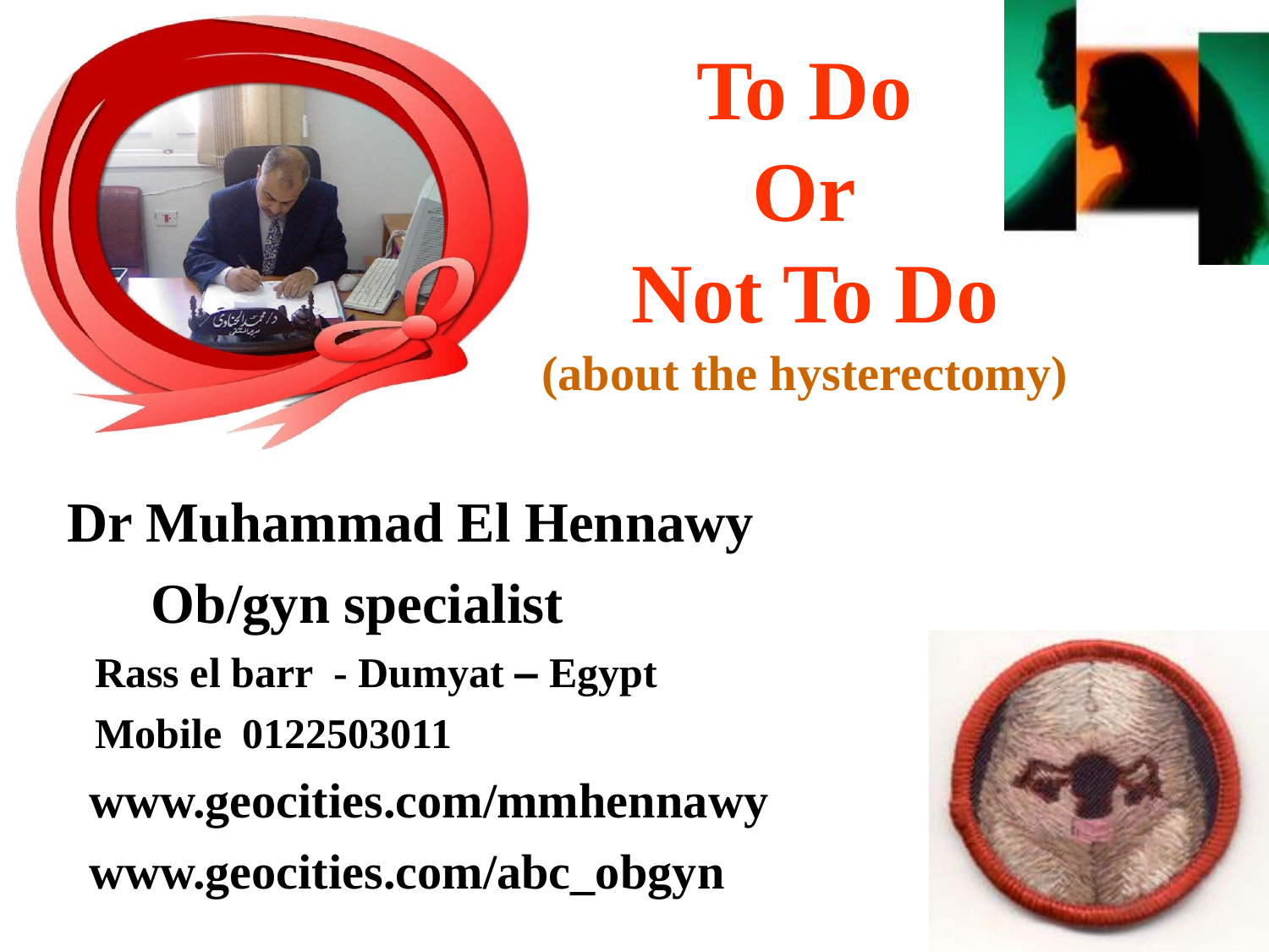# To Do Or Not To Do

## (about the hysterectomy)

**Dr Muhammad El Hennawy**

**Ob/gyn specialist**

**Rass el barr - Dumyat – Egypt**

**Mobile 0122503011**

**www.geocities.com/mmhennawy**

**www.geocities.com/abc_obgyn**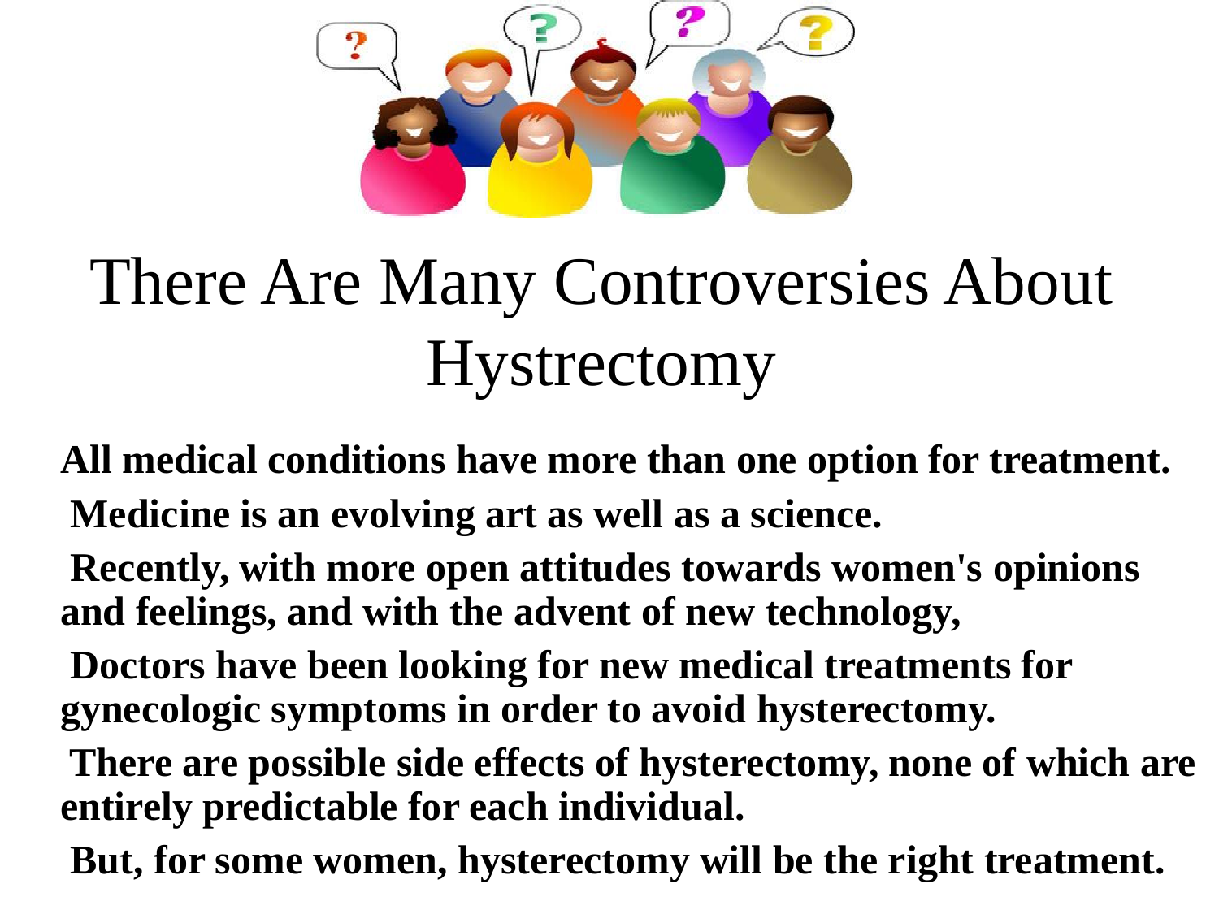# There Are Many Controversies About Hystrectomy

All medical conditions have more than one option for treatment.

Medicine is an evolving art as well as a science.

Recently, with more open attitudes towards women's opinions and feelings, and with the advent of new technology,

Doctors have been looking for new medical treatments for gynecologic symptoms in order to avoid hysterectomy.

There are possible side effects of hysterectomy, none of which are entirely predictable for each individual.

But, for some women, hysterectomy will be the right treatment.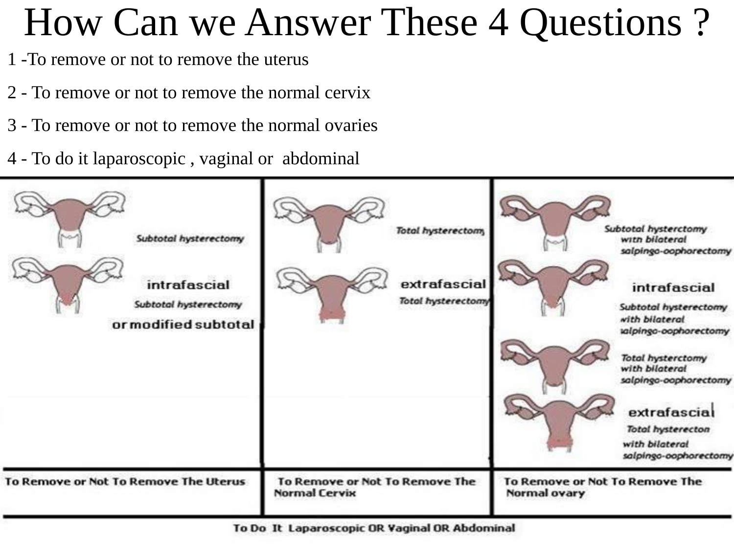# How Can we Answer These 4 Questions ?

1 -To remove or not to remove the uterus

2 - To remove or not to remove the normal cervix

3 - To remove or not to remove the normal ovaries

4 - To do it laparoscopic , vaginal or abdominal

| To Remove or Not To Remove The Uterus | To Remove or Not To Remove The Normal Cervix | To Remove or Not To Remove The Normal ovary |
| --- | --- | --- |
| Subtotal hysterectomy | Total hysterectomy | Subtotal hysterctomy with bilateral salpingo-oophorectomy |
| intrafascial Subtotal hysterectomy or modified subtotal | extrafascial Total hysterectomy | intrafascial Subtotal hysterectomy with bilateral salpingo-oophorectomy |
| | | Total hysterctomy with bilateral salpingo-oophorectomy |
| | | extrafascial Total hysterecton with bilateral salpingo-oophorectomy |

To Do It Laparoscopic OR Vaginal OR Abdominal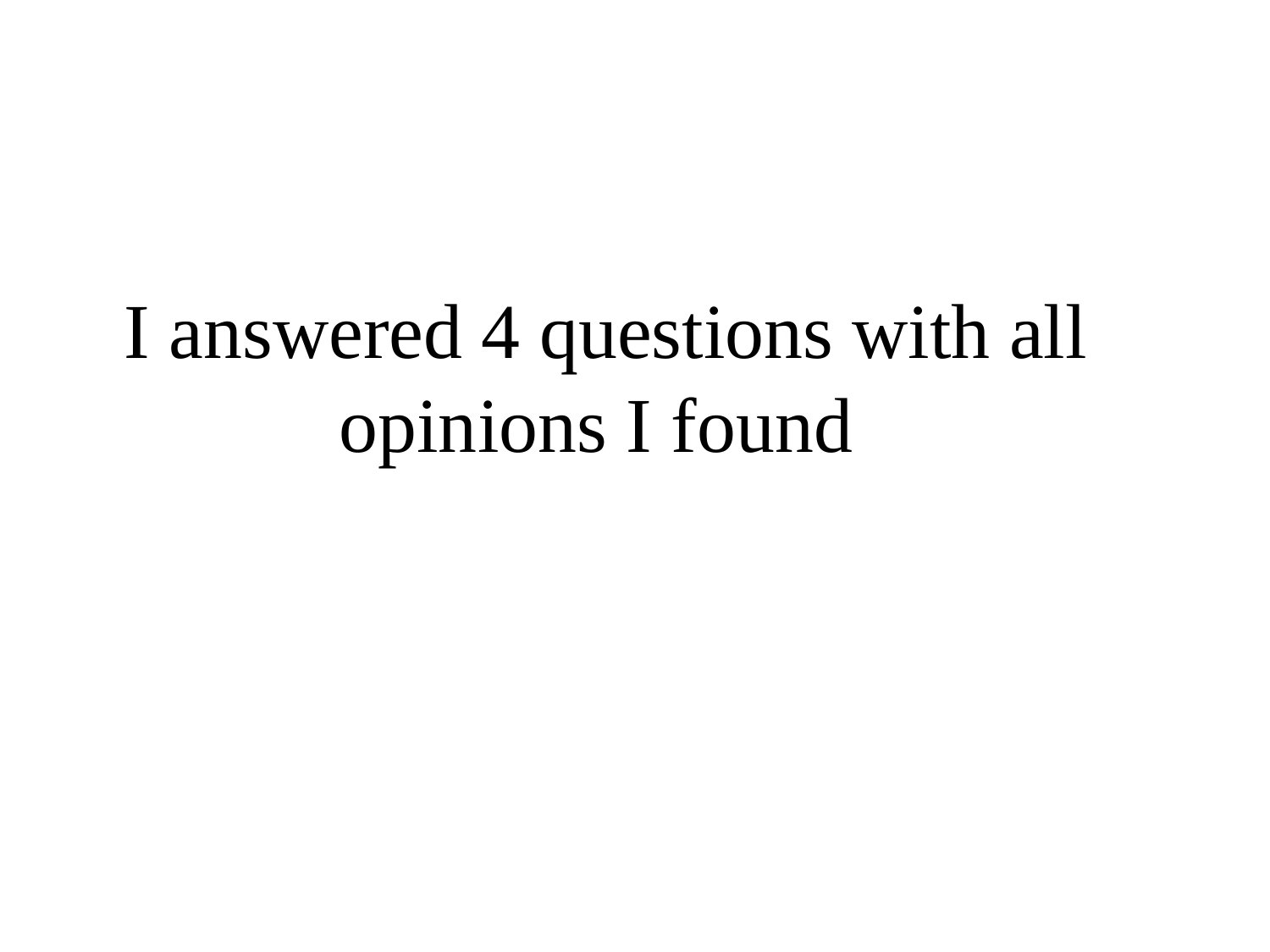I answered 4 questions with all opinions I found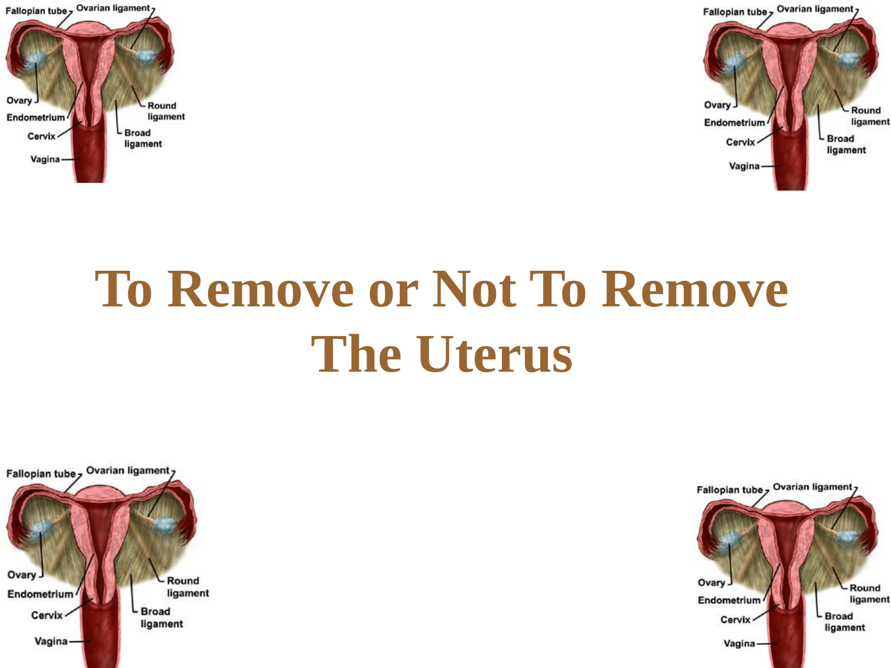# To Remove or Not To Remove The Uterus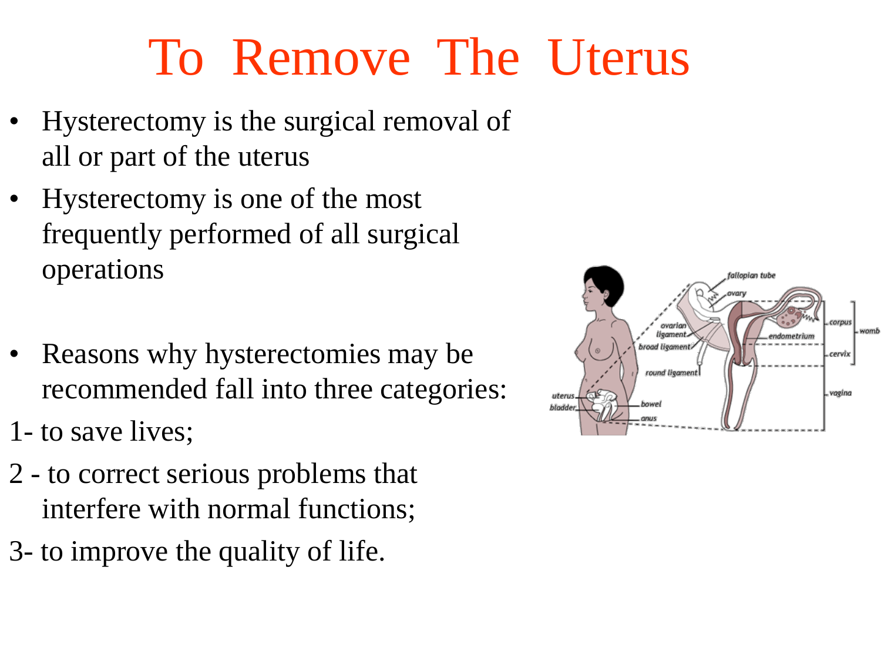# To Remove The Uterus

- Hysterectomy is the surgical removal of all or part of the uterus
- Hysterectomy is one of the most frequently performed of all surgical operations
- Reasons why hysterectomies may be recommended fall into three categories:

1- to save lives;

2 - to correct serious problems that interfere with normal functions;

3- to improve the quality of life.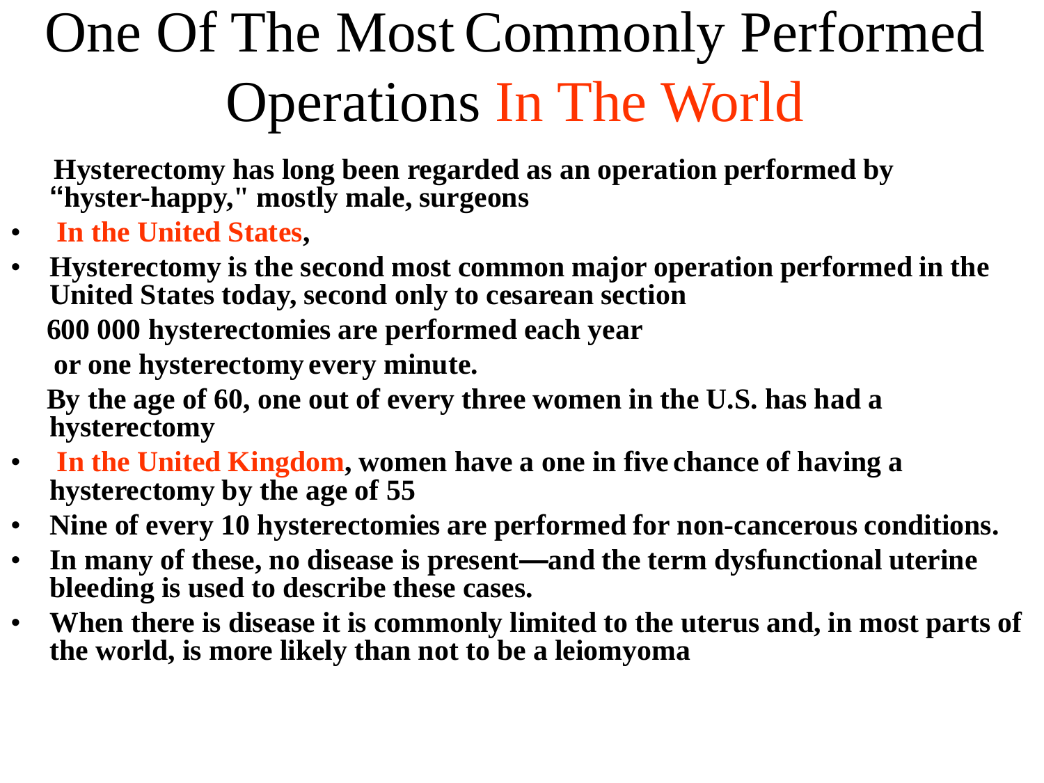# One Of The Most Commonly Performed Operations In The World

**Hysterectomy has long been regarded as an operation performed by "hyster-happy," mostly male, surgeons**

- **In the United States,**
- **Hysterectomy is the second most common major operation performed in the United States today, second only to cesarean section**

  **600 000 hysterectomies are performed each year**

  **or one hysterectomy every minute.**

  **By the age of 60, one out of every three women in the U.S. has had a hysterectomy**
- **In the United Kingdom, women have a one in five chance of having a hysterectomy by the age of 55**
- **Nine of every 10 hysterectomies are performed for non-cancerous conditions.**
- **In many of these, no disease is present—and the term dysfunctional uterine bleeding is used to describe these cases.**
- **When there is disease it is commonly limited to the uterus and, in most parts of the world, is more likely than not to be a leiomyoma**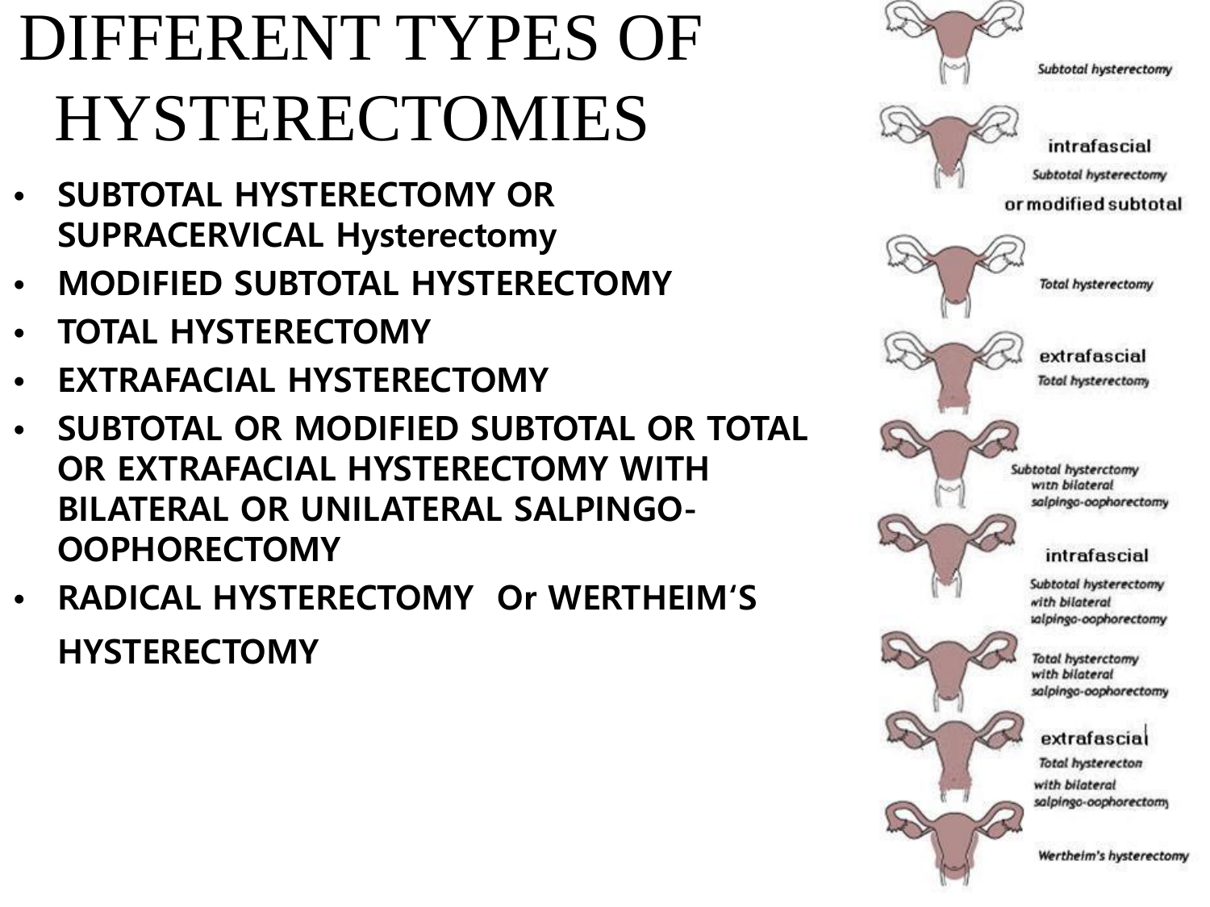# DIFFERENT TYPES OF HYSTERECTOMIES

- **SUBTOTAL HYSTERECTOMY OR SUPRACERVICAL Hysterectomy**
- **MODIFIED SUBTOTAL HYSTERECTOMY**
- **TOTAL HYSTERECTOMY**
- **EXTRAFACIAL HYSTERECTOMY**
- **SUBTOTAL OR MODIFIED SUBTOTAL OR TOTAL OR EXTRAFACIAL HYSTERECTOMY WITH BILATERAL OR UNILATERAL SALPINGO-OOPHORECTOMY**
- **RADICAL HYSTERECTOMY Or WERTHEIM'S HYSTERECTOMY**

Subtotal hysterectomy

intrafascial Subtotal hysterectomy or modified subtotal

Total hysterectomy

extrafascial Total hysterectomy

Subtotal hysterctomy with bilateral salpingo-oophorectomy

intrafascial Subtotal hysterectomy with bilateral salpingo-oophorectomy

Total hysterctomy with bilateral salpingo-oophorectomy

extrafascial Total hysterecton with bilateral salpingo-oophorectomy

Wertheim's hysterectomy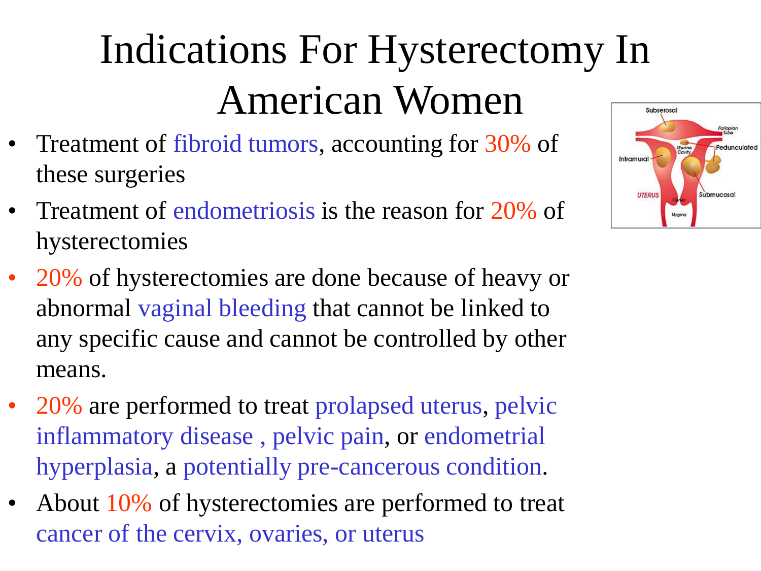# Indications For Hysterectomy In American Women

- Treatment of fibroid tumors, accounting for 30% of these surgeries
- Treatment of endometriosis is the reason for 20% of hysterectomies
- 20% of hysterectomies are done because of heavy or abnormal vaginal bleeding that cannot be linked to any specific cause and cannot be controlled by other means.
- 20% are performed to treat prolapsed uterus, pelvic inflammatory disease , pelvic pain, or endometrial hyperplasia, a potentially pre-cancerous condition.
- About 10% of hysterectomies are performed to treat cancer of the cervix, ovaries, or uterus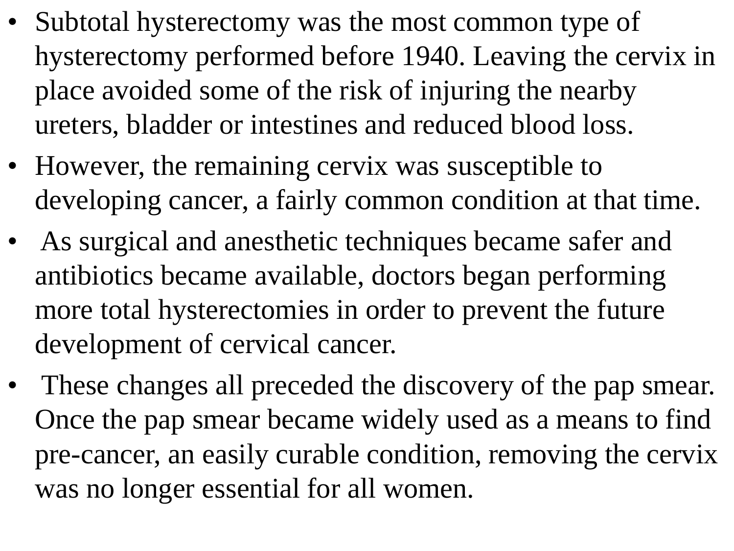- Subtotal hysterectomy was the most common type of hysterectomy performed before 1940. Leaving the cervix in place avoided some of the risk of injuring the nearby ureters, bladder or intestines and reduced blood loss.
- However, the remaining cervix was susceptible to developing cancer, a fairly common condition at that time.
- As surgical and anesthetic techniques became safer and antibiotics became available, doctors began performing more total hysterectomies in order to prevent the future development of cervical cancer.
- These changes all preceded the discovery of the pap smear. Once the pap smear became widely used as a means to find pre-cancer, an easily curable condition, removing the cervix was no longer essential for all women.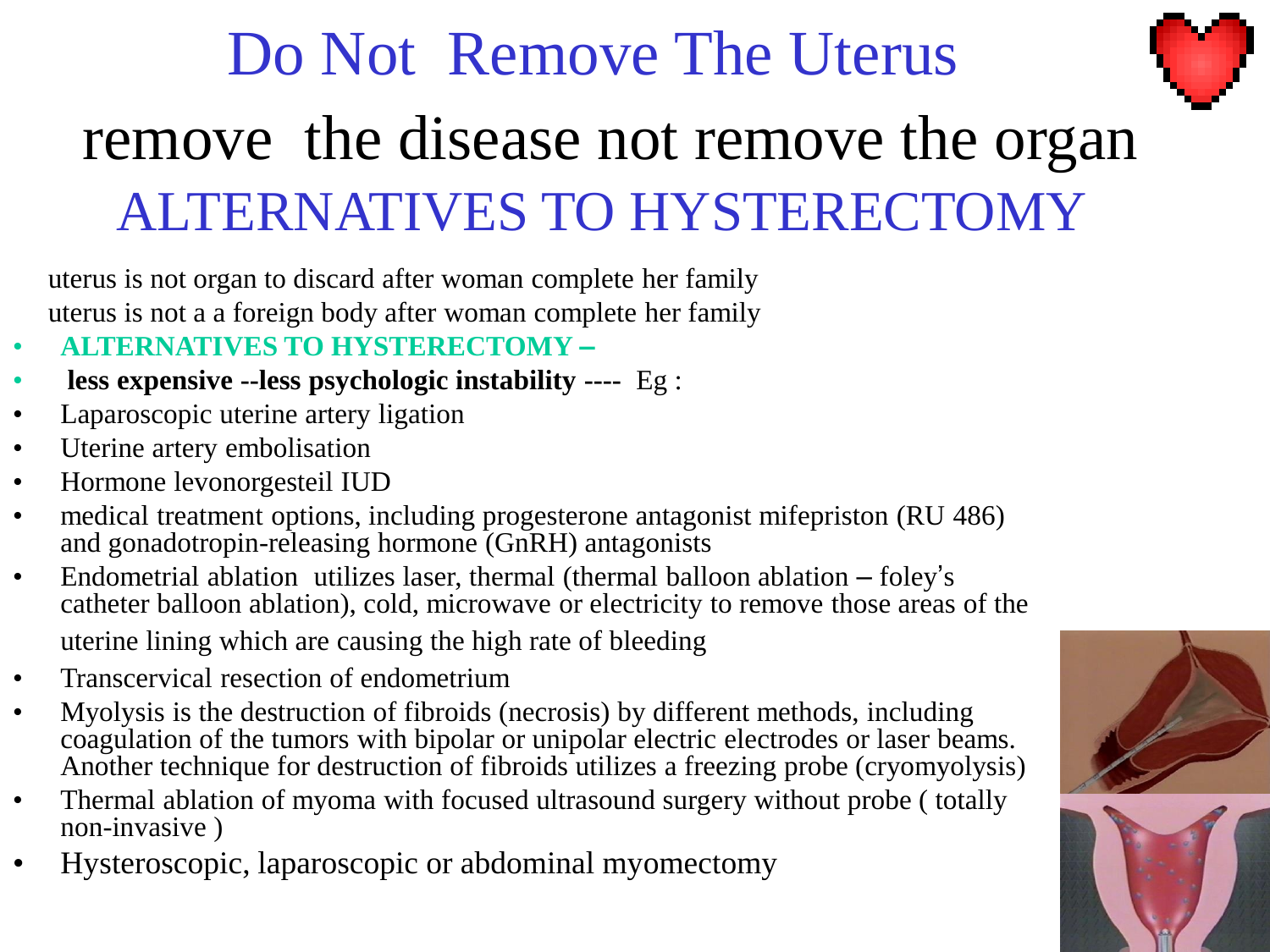# Do Not Remove The Uterus

## remove the disease not remove the organ

## ALTERNATIVES TO HYSTERECTOMY

uterus is not organ to discard after woman complete her family
uterus is not a a foreign body after woman complete her family

- **ALTERNATIVES TO HYSTERECTOMY –**
- **less expensive --less psychologic instability ----** Eg :
- Laparoscopic uterine artery ligation
- Uterine artery embolisation
- Hormone levonorgesteil IUD
- medical treatment options, including progesterone antagonist mifepriston (RU 486) and gonadotropin-releasing hormone (GnRH) antagonists
- Endometrial ablation utilizes laser, thermal (thermal balloon ablation – foley's catheter balloon ablation), cold, microwave or electricity to remove those areas of the uterine lining which are causing the high rate of bleeding
- Transcervical resection of endometrium
- Myolysis is the destruction of fibroids (necrosis) by different methods, including coagulation of the tumors with bipolar or unipolar electric electrodes or laser beams. Another technique for destruction of fibroids utilizes a freezing probe (cryomyolysis)
- Thermal ablation of myoma with focused ultrasound surgery without probe ( totally non-invasive )
- Hysteroscopic, laparoscopic or abdominal myomectomy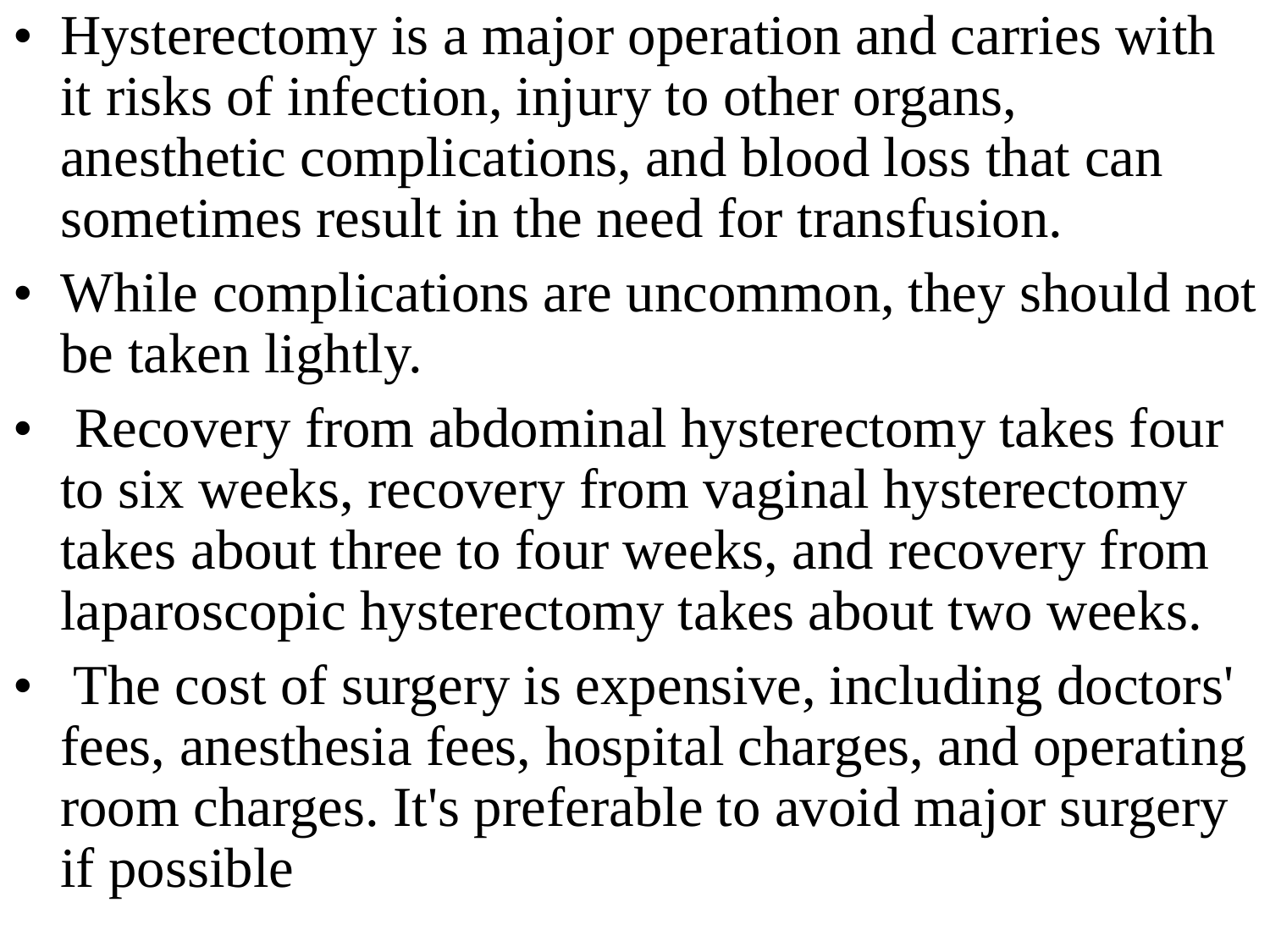- Hysterectomy is a major operation and carries with it risks of infection, injury to other organs, anesthetic complications, and blood loss that can sometimes result in the need for transfusion.
- While complications are uncommon, they should not be taken lightly.
- Recovery from abdominal hysterectomy takes four to six weeks, recovery from vaginal hysterectomy takes about three to four weeks, and recovery from laparoscopic hysterectomy takes about two weeks.
- The cost of surgery is expensive, including doctors' fees, anesthesia fees, hospital charges, and operating room charges. It's preferable to avoid major surgery if possible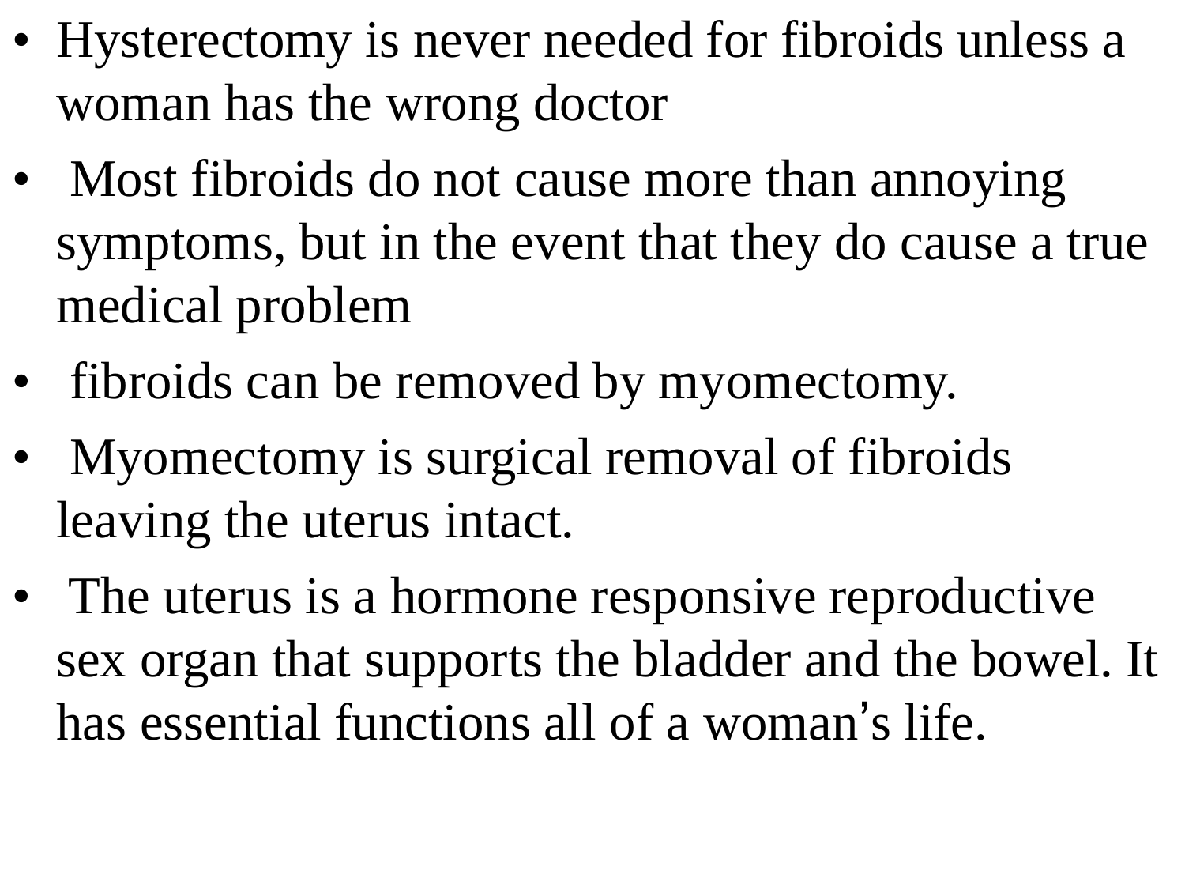- Hysterectomy is never needed for fibroids unless a woman has the wrong doctor
- Most fibroids do not cause more than annoying symptoms, but in the event that they do cause a true medical problem
- fibroids can be removed by myomectomy.
- Myomectomy is surgical removal of fibroids leaving the uterus intact.
- The uterus is a hormone responsive reproductive sex organ that supports the bladder and the bowel. It has essential functions all of a woman's life.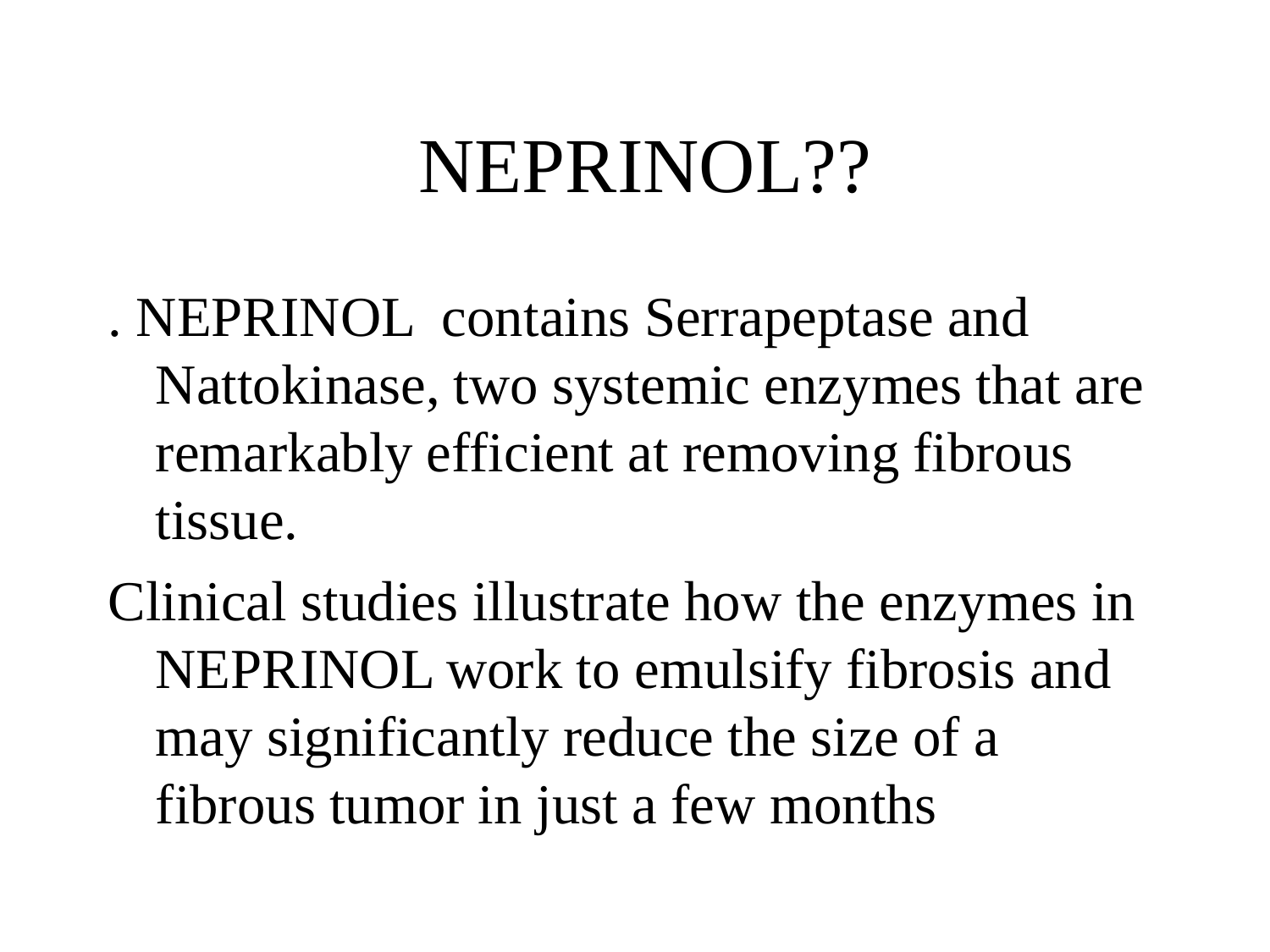# NEPRINOL??

. NEPRINOL contains Serrapeptase and Nattokinase, two systemic enzymes that are remarkably efficient at removing fibrous tissue.

Clinical studies illustrate how the enzymes in NEPRINOL work to emulsify fibrosis and may significantly reduce the size of a fibrous tumor in just a few months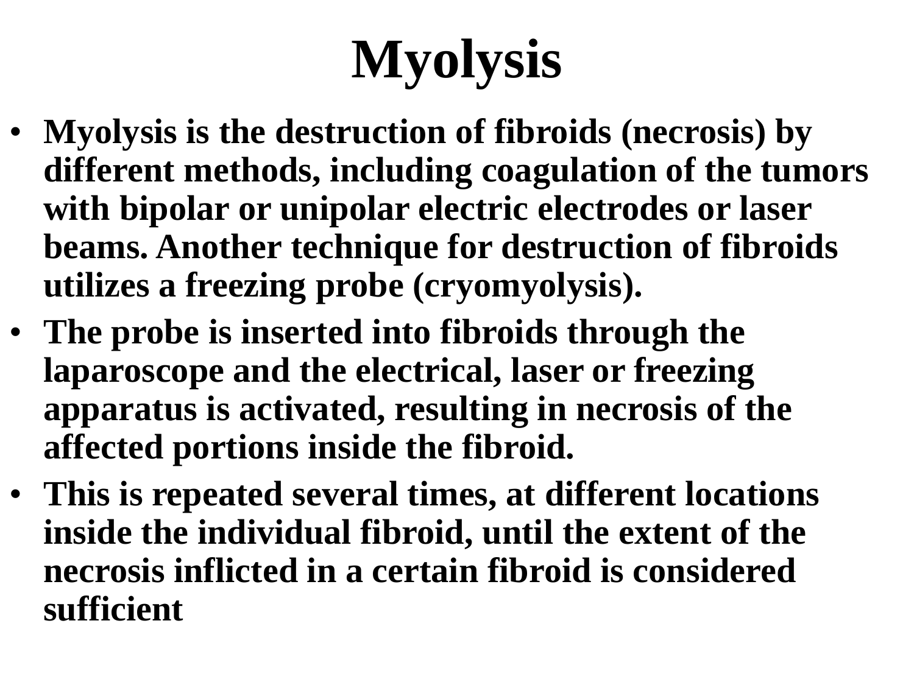# Myolysis

- **Myolysis is the destruction of fibroids (necrosis) by different methods, including coagulation of the tumors with bipolar or unipolar electric electrodes or laser beams. Another technique for destruction of fibroids utilizes a freezing probe (cryomyolysis).**
- **The probe is inserted into fibroids through the laparoscope and the electrical, laser or freezing apparatus is activated, resulting in necrosis of the affected portions inside the fibroid.**
- **This is repeated several times, at different locations inside the individual fibroid, until the extent of the necrosis inflicted in a certain fibroid is considered sufficient**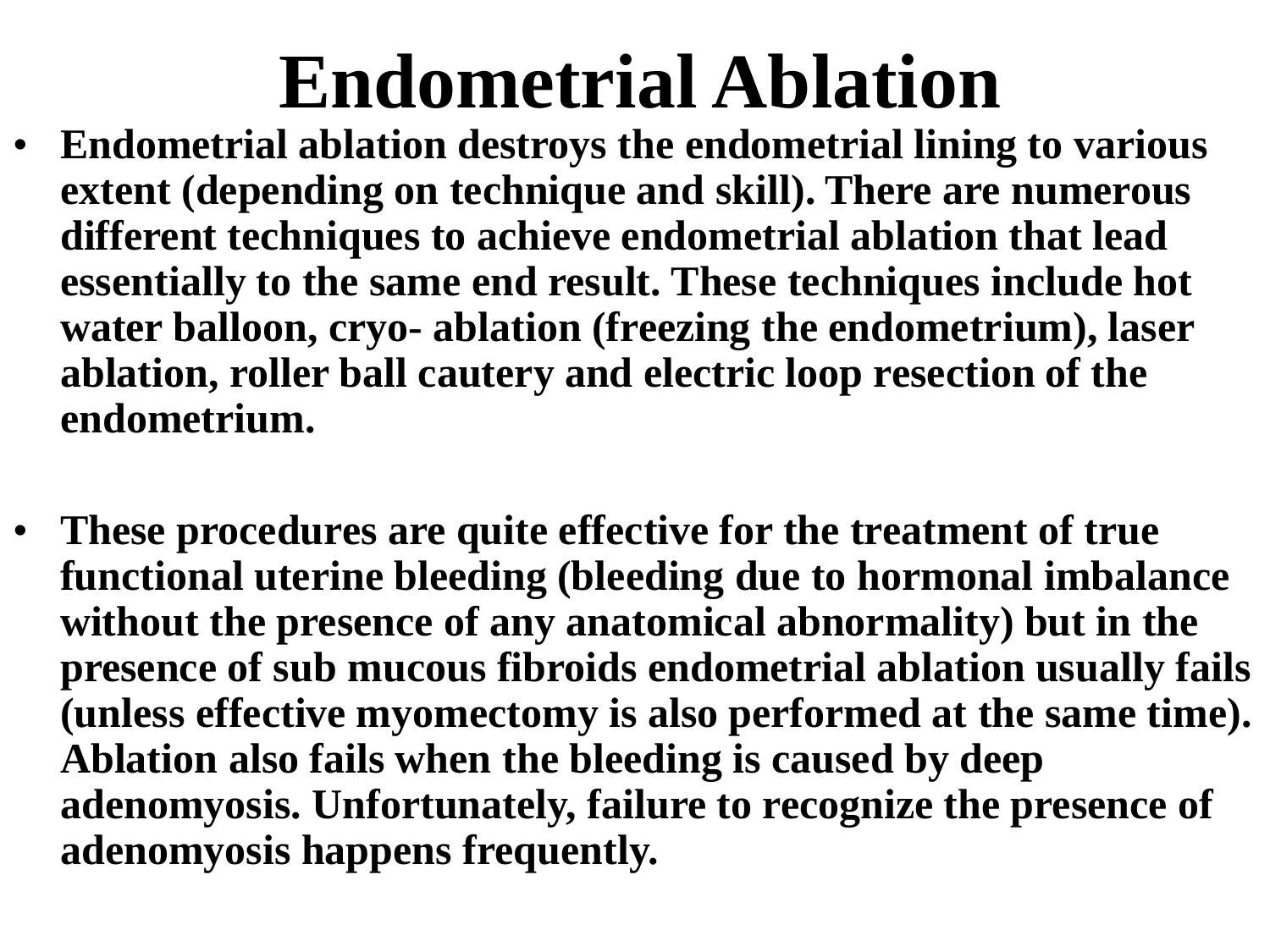# Endometrial Ablation

- **Endometrial ablation destroys the endometrial lining to various extent (depending on technique and skill). There are numerous different techniques to achieve endometrial ablation that lead essentially to the same end result. These techniques include hot water balloon, cryo- ablation (freezing the endometrium), laser ablation, roller ball cautery and electric loop resection of the endometrium.**

- **These procedures are quite effective for the treatment of true functional uterine bleeding (bleeding due to hormonal imbalance without the presence of any anatomical abnormality) but in the presence of sub mucous fibroids endometrial ablation usually fails (unless effective myomectomy is also performed at the same time). Ablation also fails when the bleeding is caused by deep adenomyosis. Unfortunately, failure to recognize the presence of adenomyosis happens frequently.**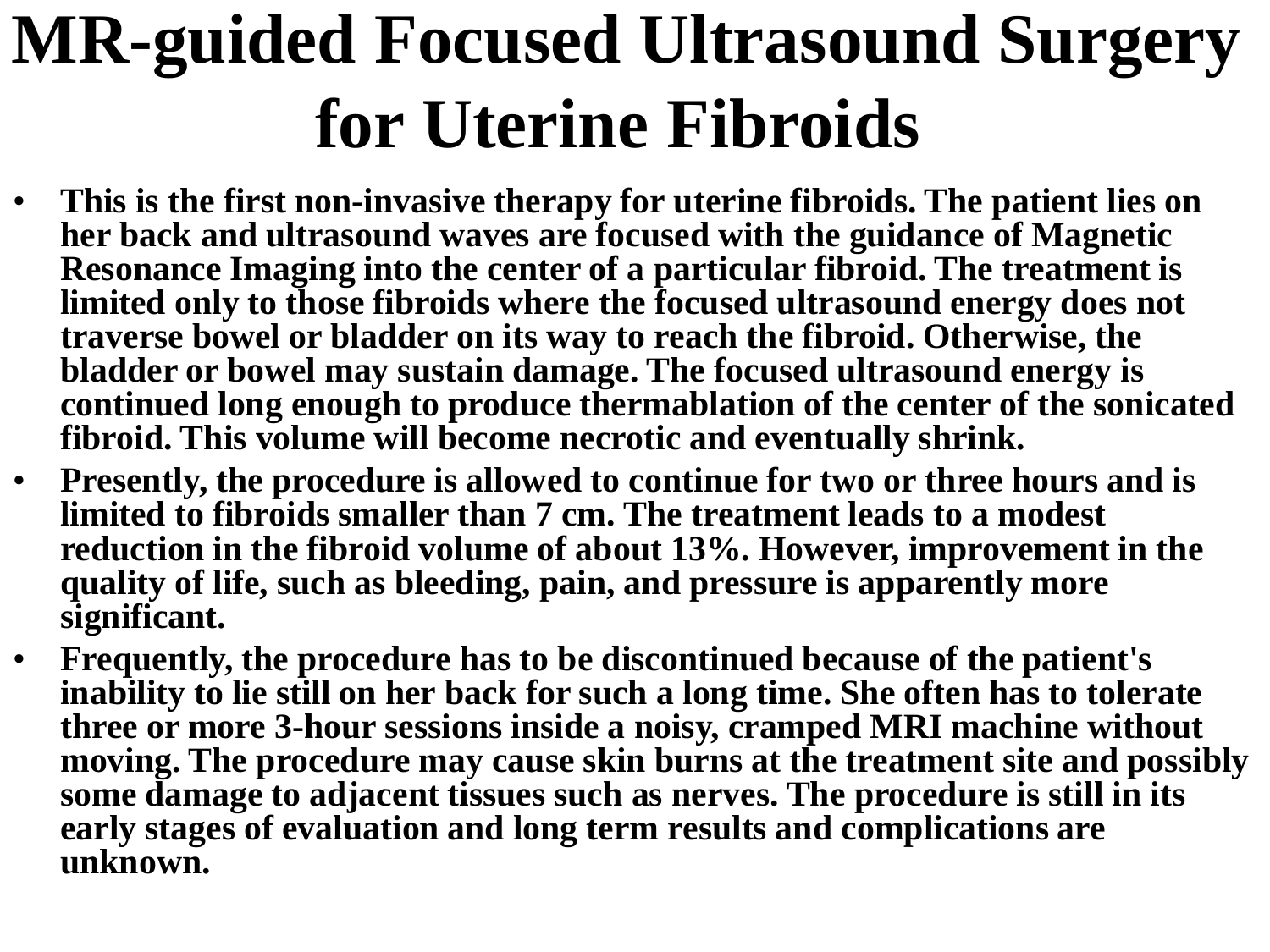# MR-guided Focused Ultrasound Surgery for Uterine Fibroids

- **This is the first non-invasive therapy for uterine fibroids. The patient lies on her back and ultrasound waves are focused with the guidance of Magnetic Resonance Imaging into the center of a particular fibroid. The treatment is limited only to those fibroids where the focused ultrasound energy does not traverse bowel or bladder on its way to reach the fibroid. Otherwise, the bladder or bowel may sustain damage. The focused ultrasound energy is continued long enough to produce thermablation of the center of the sonicated fibroid. This volume will become necrotic and eventually shrink.**
- **Presently, the procedure is allowed to continue for two or three hours and is limited to fibroids smaller than 7 cm. The treatment leads to a modest reduction in the fibroid volume of about 13%. However, improvement in the quality of life, such as bleeding, pain, and pressure is apparently more significant.**
- **Frequently, the procedure has to be discontinued because of the patient's inability to lie still on her back for such a long time. She often has to tolerate three or more 3-hour sessions inside a noisy, cramped MRI machine without moving. The procedure may cause skin burns at the treatment site and possibly some damage to adjacent tissues such as nerves. The procedure is still in its early stages of evaluation and long term results and complications are unknown.**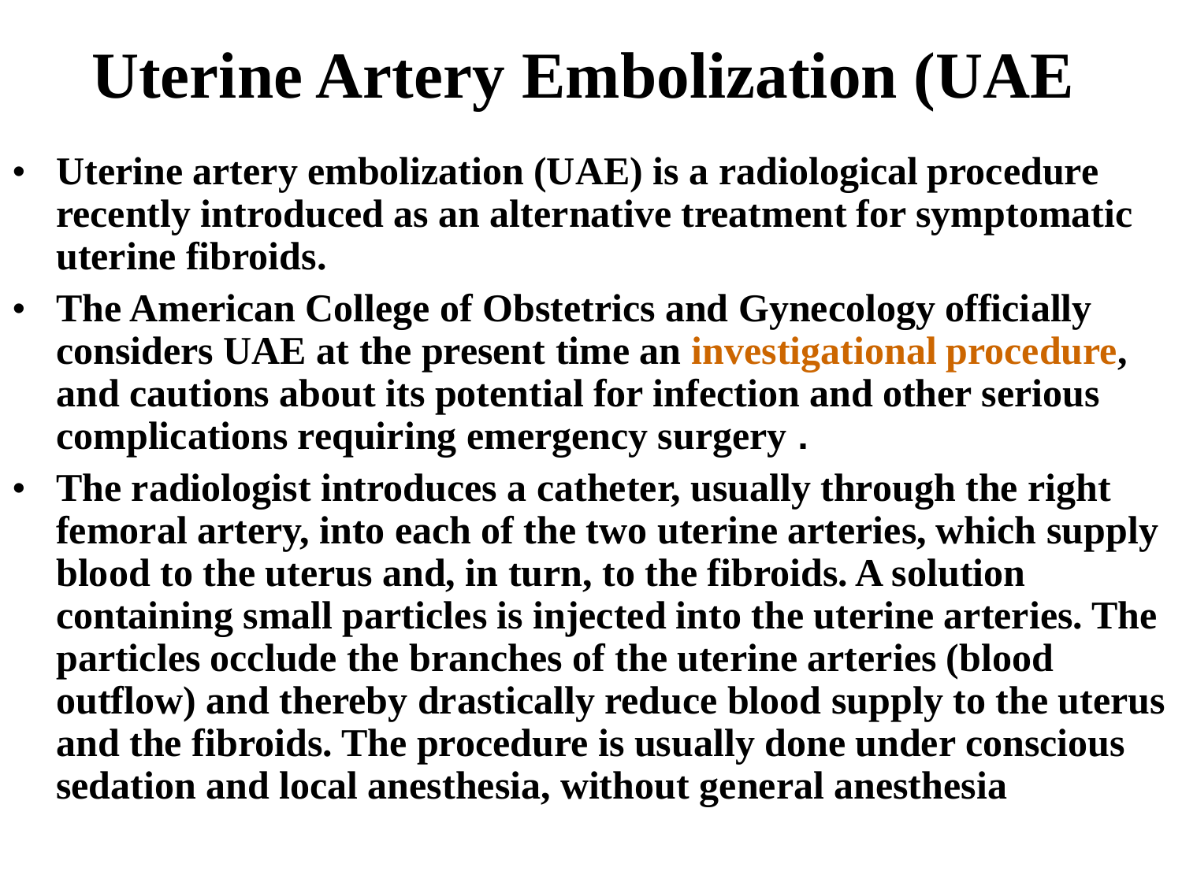# Uterine Artery Embolization (UAE

- **Uterine artery embolization (UAE) is a radiological procedure recently introduced as an alternative treatment for symptomatic uterine fibroids.**
- **The American College of Obstetrics and Gynecology officially considers UAE at the present time an investigational procedure, and cautions about its potential for infection and other serious complications requiring emergency surgery .**
- **The radiologist introduces a catheter, usually through the right femoral artery, into each of the two uterine arteries, which supply blood to the uterus and, in turn, to the fibroids. A solution containing small particles is injected into the uterine arteries. The particles occlude the branches of the uterine arteries (blood outflow) and thereby drastically reduce blood supply to the uterus and the fibroids. The procedure is usually done under conscious sedation and local anesthesia, without general anesthesia**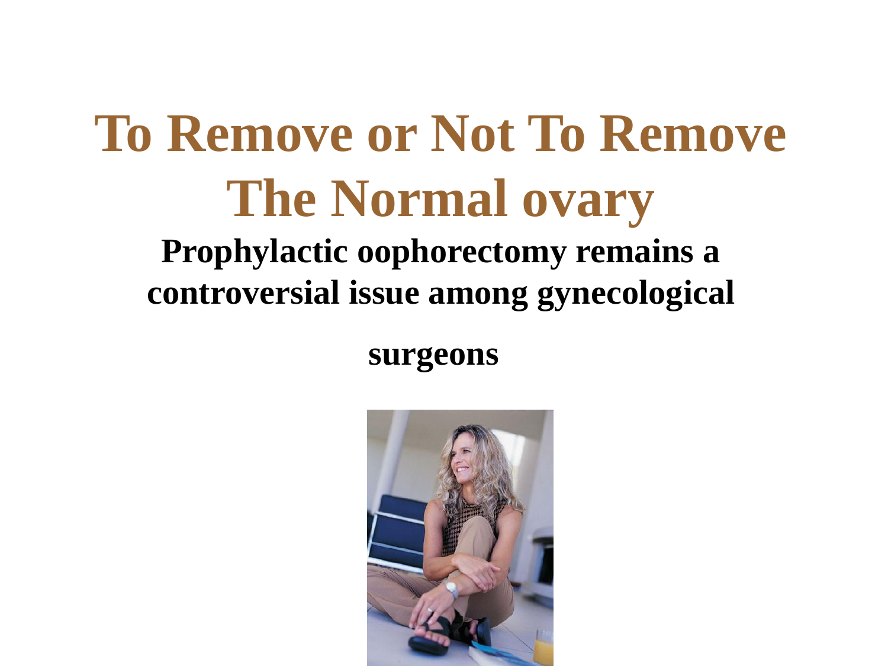# To Remove or Not To Remove The Normal ovary

**Prophylactic oophorectomy remains a controversial issue among gynecological surgeons**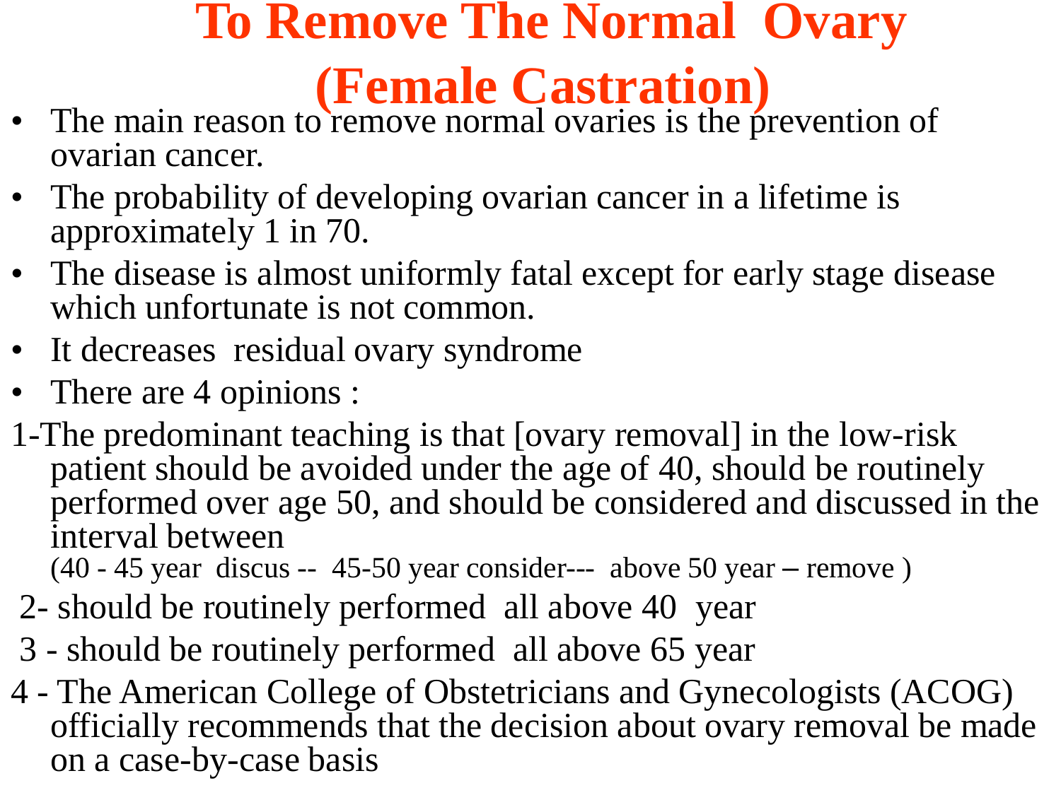# To Remove The Normal Ovary (Female Castration)

- The main reason to remove normal ovaries is the prevention of ovarian cancer.
- The probability of developing ovarian cancer in a lifetime is approximately 1 in 70.
- The disease is almost uniformly fatal except for early stage disease which unfortunate is not common.
- It decreases residual ovary syndrome
- There are 4 opinions :

1-The predominant teaching is that [ovary removal] in the low-risk patient should be avoided under the age of 40, should be routinely performed over age 50, and should be considered and discussed in the interval between
(40 - 45 year discus -- 45-50 year consider--- above 50 year – remove )

2- should be routinely performed all above 40 year

3 - should be routinely performed all above 65 year

4 - The American College of Obstetricians and Gynecologists (ACOG) officially recommends that the decision about ovary removal be made on a case-by-case basis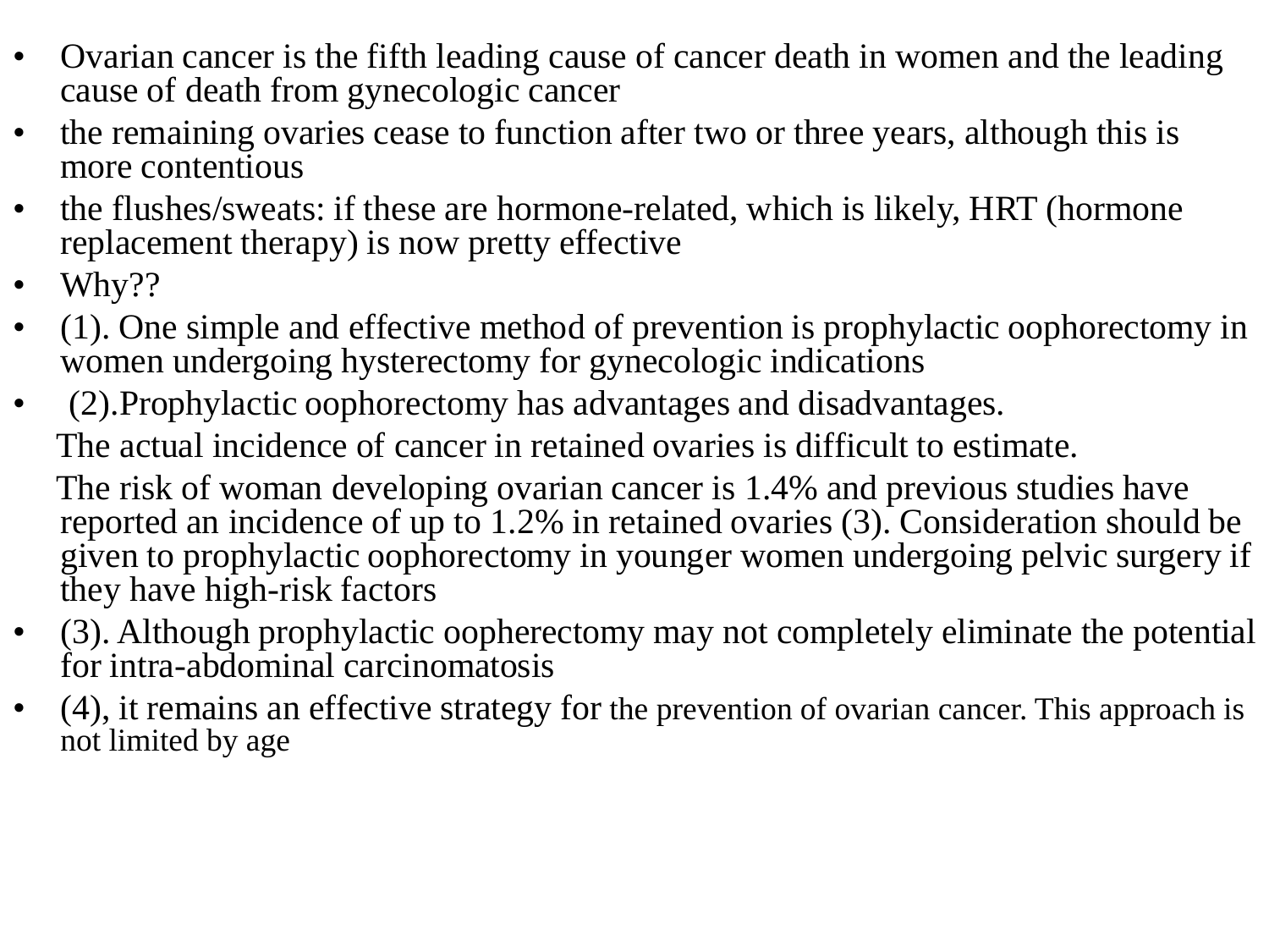- Ovarian cancer is the fifth leading cause of cancer death in women and the leading cause of death from gynecologic cancer
- the remaining ovaries cease to function after two or three years, although this is more contentious
- the flushes/sweats: if these are hormone-related, which is likely, HRT (hormone replacement therapy) is now pretty effective
- Why??
- (1). One simple and effective method of prevention is prophylactic oophorectomy in women undergoing hysterectomy for gynecologic indications
- (2).Prophylactic oophorectomy has advantages and disadvantages.

  The actual incidence of cancer in retained ovaries is difficult to estimate.

  The risk of woman developing ovarian cancer is 1.4% and previous studies have reported an incidence of up to 1.2% in retained ovaries (3). Consideration should be given to prophylactic oophorectomy in younger women undergoing pelvic surgery if they have high-risk factors
- (3). Although prophylactic oopherectomy may not completely eliminate the potential for intra-abdominal carcinomatosis
- (4), it remains an effective strategy for the prevention of ovarian cancer. This approach is not limited by age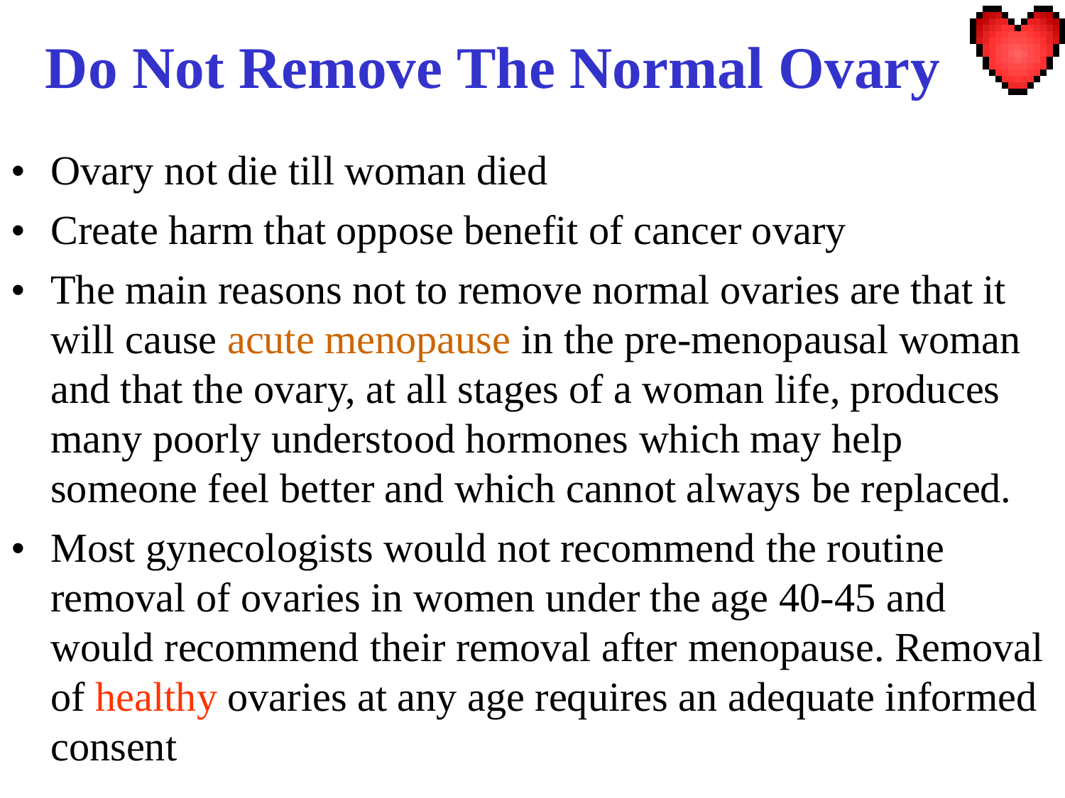# Do Not Remove The Normal Ovary

- Ovary not die till woman died
- Create harm that oppose benefit of cancer ovary
- The main reasons not to remove normal ovaries are that it will cause acute menopause in the pre-menopausal woman and that the ovary, at all stages of a woman life, produces many poorly understood hormones which may help someone feel better and which cannot always be replaced.
- Most gynecologists would not recommend the routine removal of ovaries in women under the age 40-45 and would recommend their removal after menopause. Removal of healthy ovaries at any age requires an adequate informed consent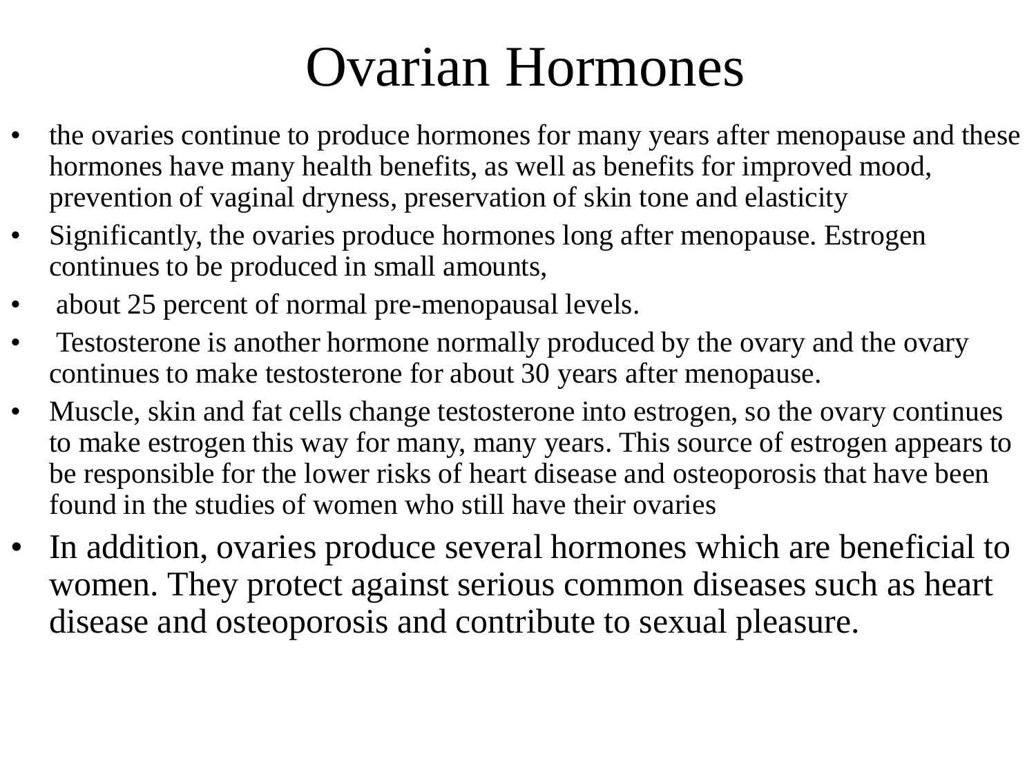# Ovarian Hormones

- the ovaries continue to produce hormones for many years after menopause and these hormones have many health benefits, as well as benefits for improved mood, prevention of vaginal dryness, preservation of skin tone and elasticity
- Significantly, the ovaries produce hormones long after menopause. Estrogen continues to be produced in small amounts,
- about 25 percent of normal pre-menopausal levels.
- Testosterone is another hormone normally produced by the ovary and the ovary continues to make testosterone for about 30 years after menopause.
- Muscle, skin and fat cells change testosterone into estrogen, so the ovary continues to make estrogen this way for many, many years. This source of estrogen appears to be responsible for the lower risks of heart disease and osteoporosis that have been found in the studies of women who still have their ovaries
- In addition, ovaries produce several hormones which are beneficial to women. They protect against serious common diseases such as heart disease and osteoporosis and contribute to sexual pleasure.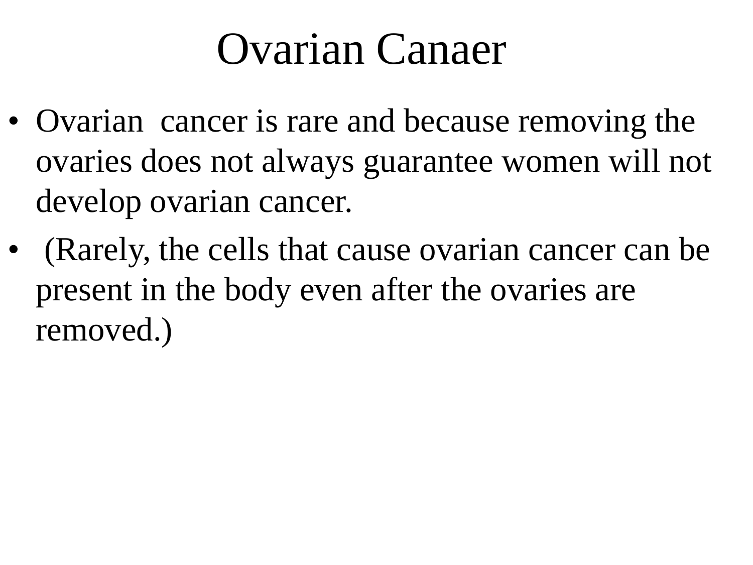# Ovarian Canaer

- Ovarian  cancer is rare and because removing the ovaries does not always guarantee women will not develop ovarian cancer.
- (Rarely, the cells that cause ovarian cancer can be present in the body even after the ovaries are removed.)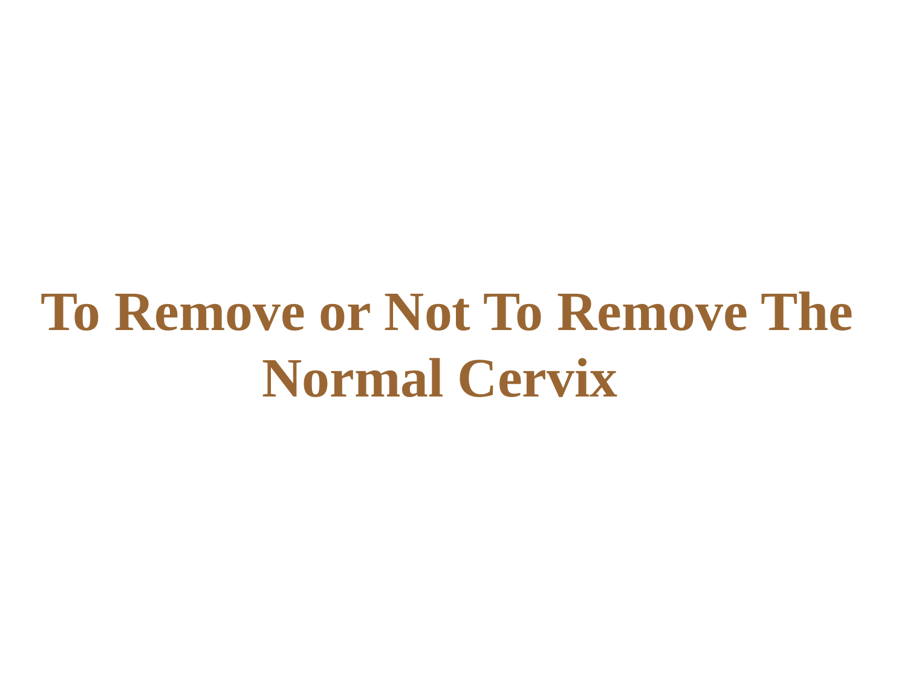# To Remove or Not To Remove The Normal Cervix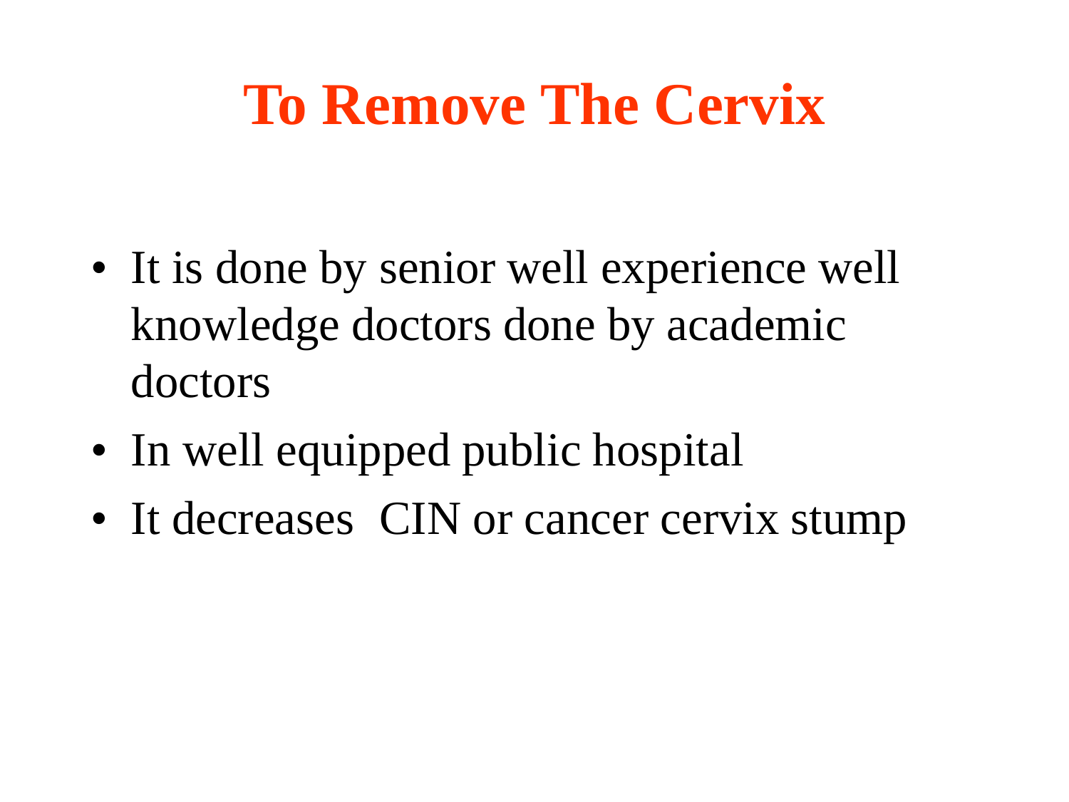# To Remove The Cervix

- It is done by senior well experience well knowledge doctors done by academic doctors
- In well equipped public hospital
- It decreases CIN or cancer cervix stump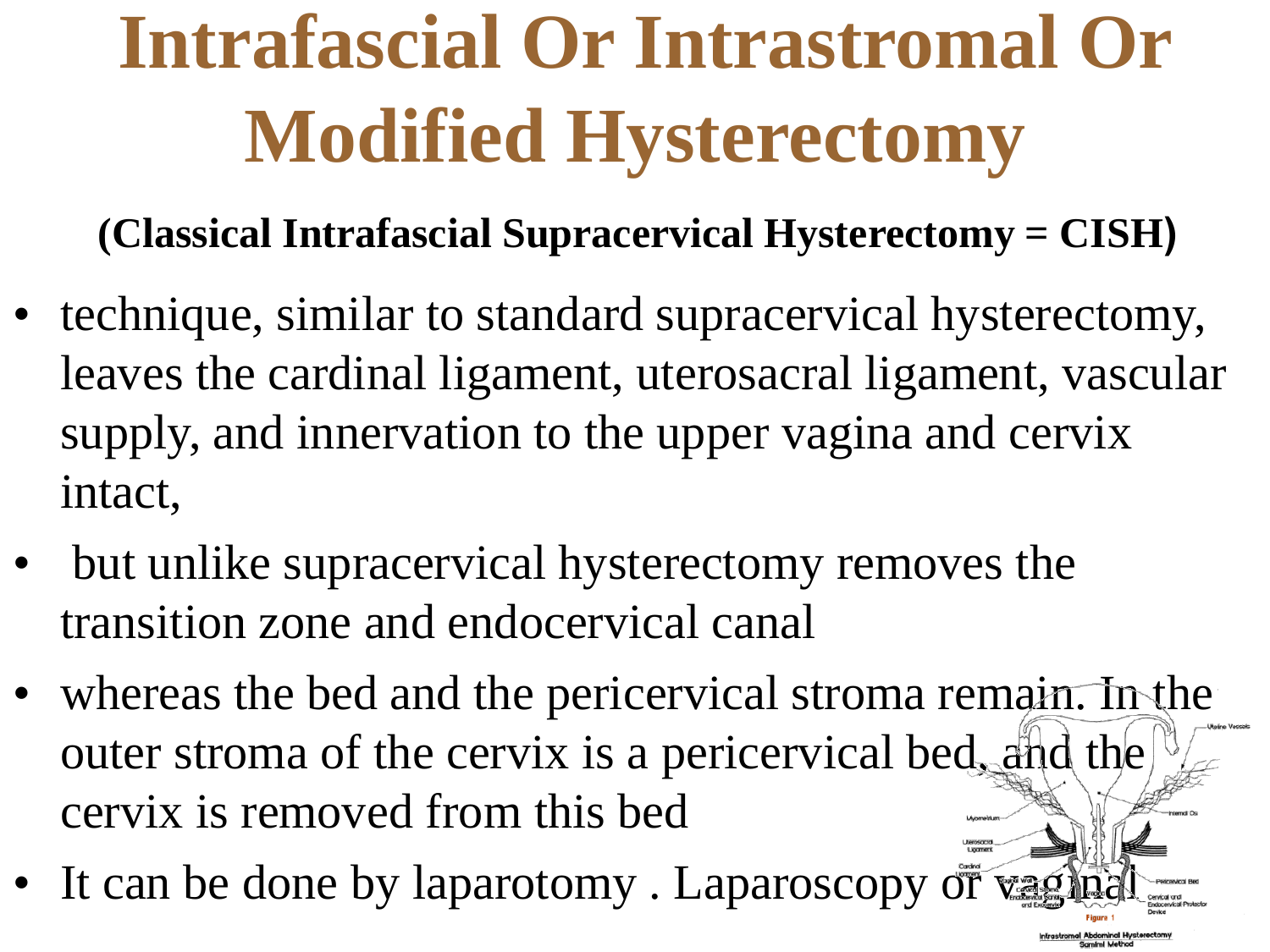# Intrafascial Or Intrastromal Or Modified Hysterectomy

**(Classical Intrafascial Supracervical Hysterectomy = CISH)**

- technique, similar to standard supracervical hysterectomy, leaves the cardinal ligament, uterosacral ligament, vascular supply, and innervation to the upper vagina and cervix intact,
- but unlike supracervical hysterectomy removes the transition zone and endocervical canal
- whereas the bed and the pericervical stroma remain. In the outer stroma of the cervix is a pericervical bed, and the cervix is removed from this bed
- It can be done by laparotomy . Laparoscopy or vaginal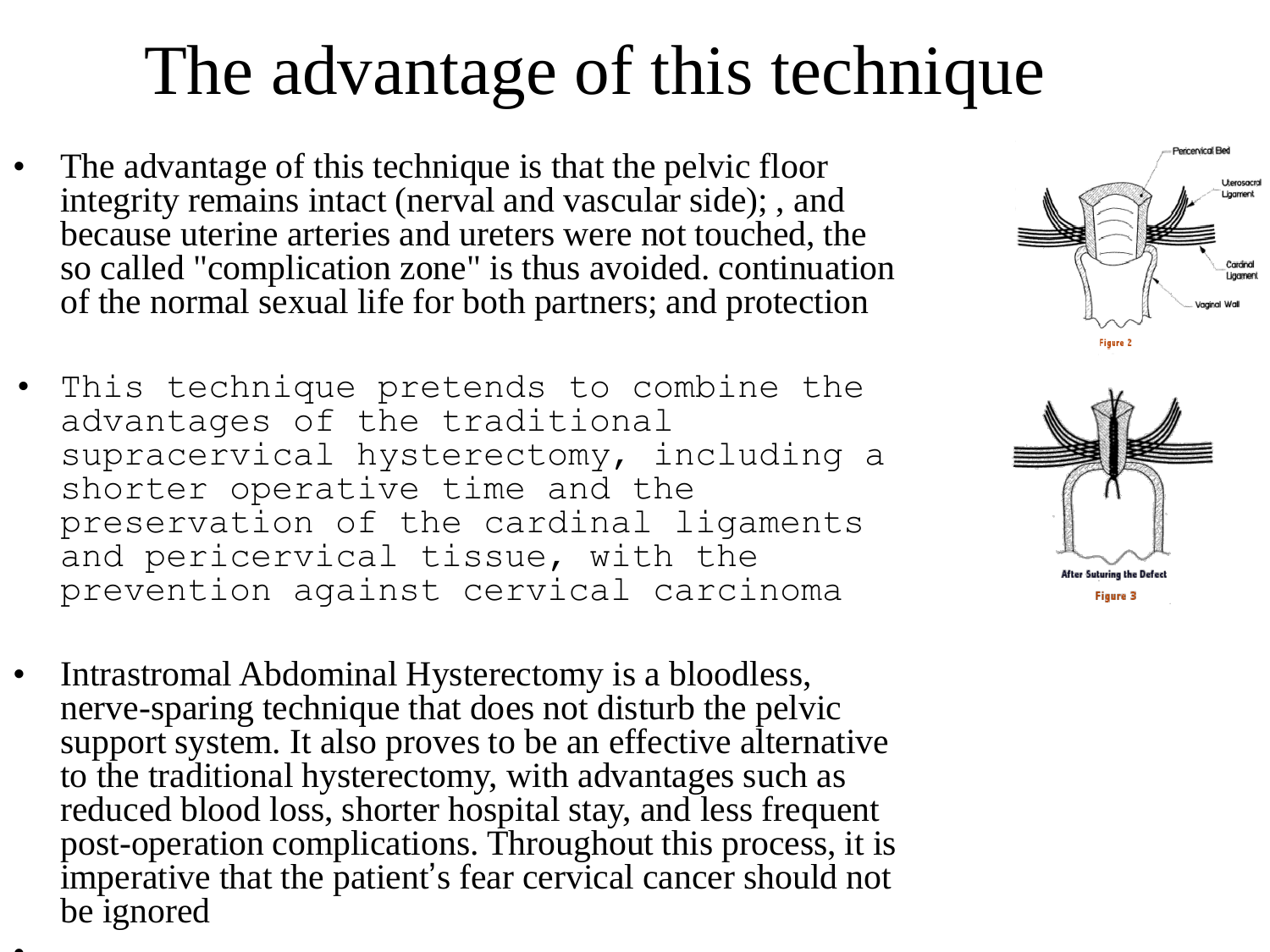# The advantage of this technique

- The advantage of this technique is that the pelvic floor integrity remains intact (nerval and vascular side); , and because uterine arteries and ureters were not touched, the so called "complication zone" is thus avoided. continuation of the normal sexual life for both partners; and protection

- This technique pretends to combine the advantages of the traditional supracervical hysterectomy, including a shorter operative time and the preservation of the cardinal ligaments and pericervical tissue, with the prevention against cervical carcinoma

- Intrastromal Abdominal Hysterectomy is a bloodless, nerve-sparing technique that does not disturb the pelvic support system. It also proves to be an effective alternative to the traditional hysterectomy, with advantages such as reduced blood loss, shorter hospital stay, and less frequent post-operation complications. Throughout this process, it is imperative that the patient's fear cervical cancer should not be ignored

Pericervical Bed
Uterosacral Ligament
Cardinal Ligament
Vaginal Wall

Figure 2

After Suturing the Defect

Figure 3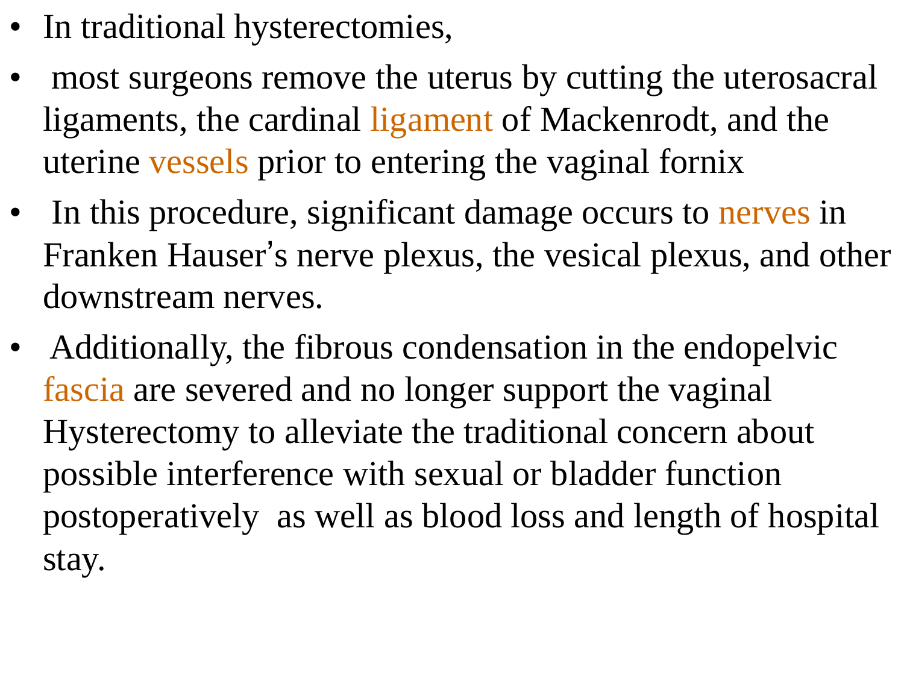- In traditional hysterectomies,
- most surgeons remove the uterus by cutting the uterosacral ligaments, the cardinal ligament of Mackenrodt, and the uterine vessels prior to entering the vaginal fornix
- In this procedure, significant damage occurs to nerves in Franken Hauser's nerve plexus, the vesical plexus, and other downstream nerves.
- Additionally, the fibrous condensation in the endopelvic fascia are severed and no longer support the vaginal Hysterectomy to alleviate the traditional concern about possible interference with sexual or bladder function postoperatively as well as blood loss and length of hospital stay.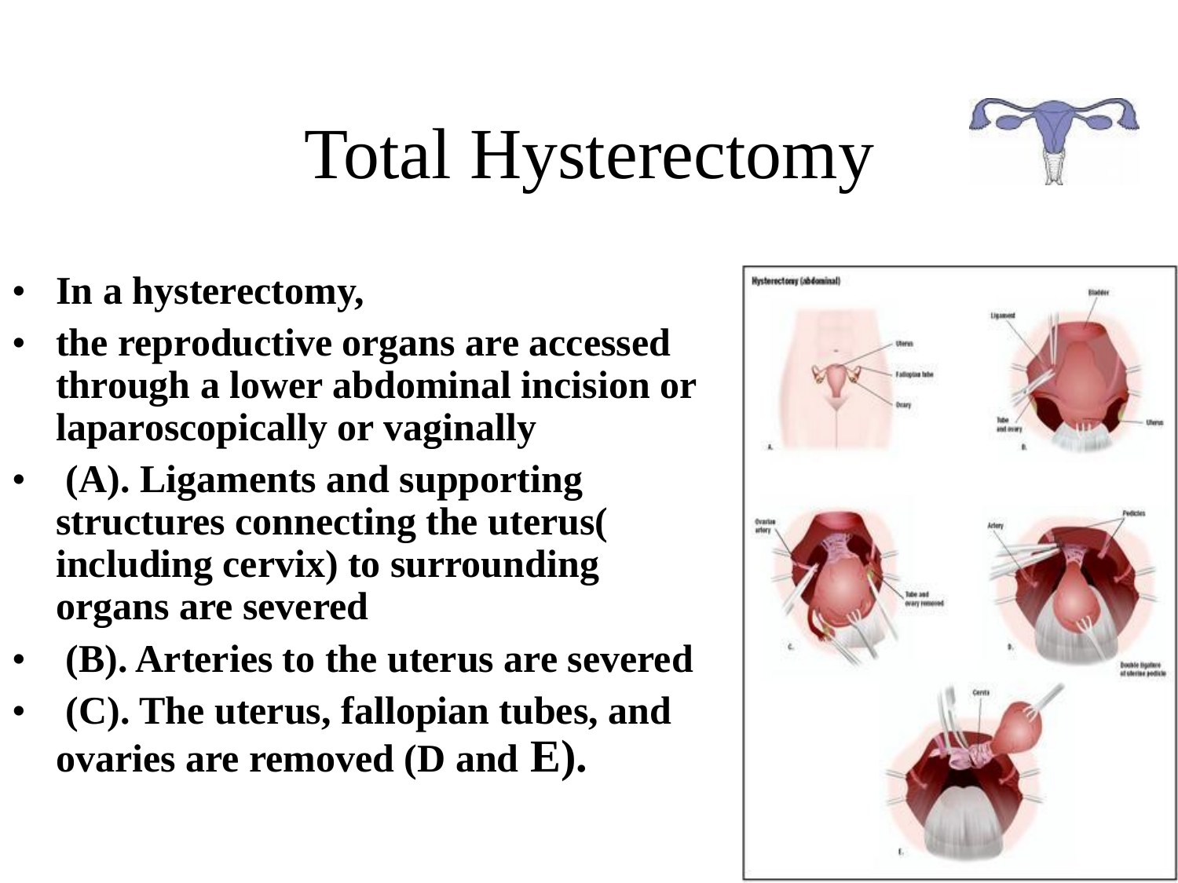# Total Hysterectomy

- **In a hysterectomy,**
- **the reproductive organs are accessed through a lower abdominal incision or laparoscopically or vaginally**
- **(A). Ligaments and supporting structures connecting the uterus( including cervix) to surrounding organs are severed**
- **(B). Arteries to the uterus are severed**
- **(C). The uterus, fallopian tubes, and ovaries are removed (D and E).**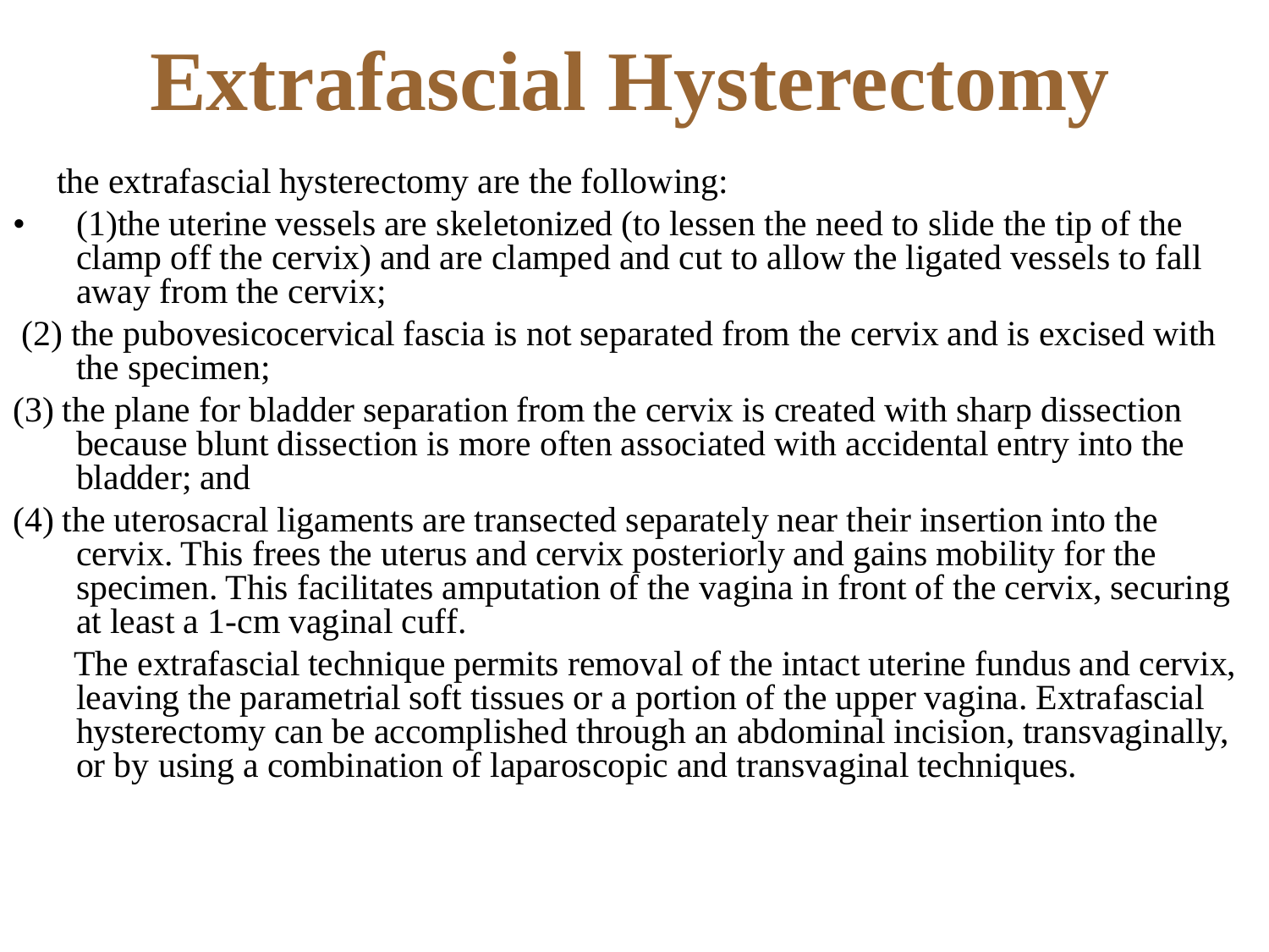# Extrafascial Hysterectomy

the extrafascial hysterectomy are the following:

- (1)the uterine vessels are skeletonized (to lessen the need to slide the tip of the clamp off the cervix) and are clamped and cut to allow the ligated vessels to fall away from the cervix;

(2) the pubovesicocervical fascia is not separated from the cervix and is excised with the specimen;

(3) the plane for bladder separation from the cervix is created with sharp dissection because blunt dissection is more often associated with accidental entry into the bladder; and

(4) the uterosacral ligaments are transected separately near their insertion into the cervix. This frees the uterus and cervix posteriorly and gains mobility for the specimen. This facilitates amputation of the vagina in front of the cervix, securing at least a 1-cm vaginal cuff.

The extrafascial technique permits removal of the intact uterine fundus and cervix, leaving the parametrial soft tissues or a portion of the upper vagina. Extrafascial hysterectomy can be accomplished through an abdominal incision, transvaginally, or by using a combination of laparoscopic and transvaginal techniques.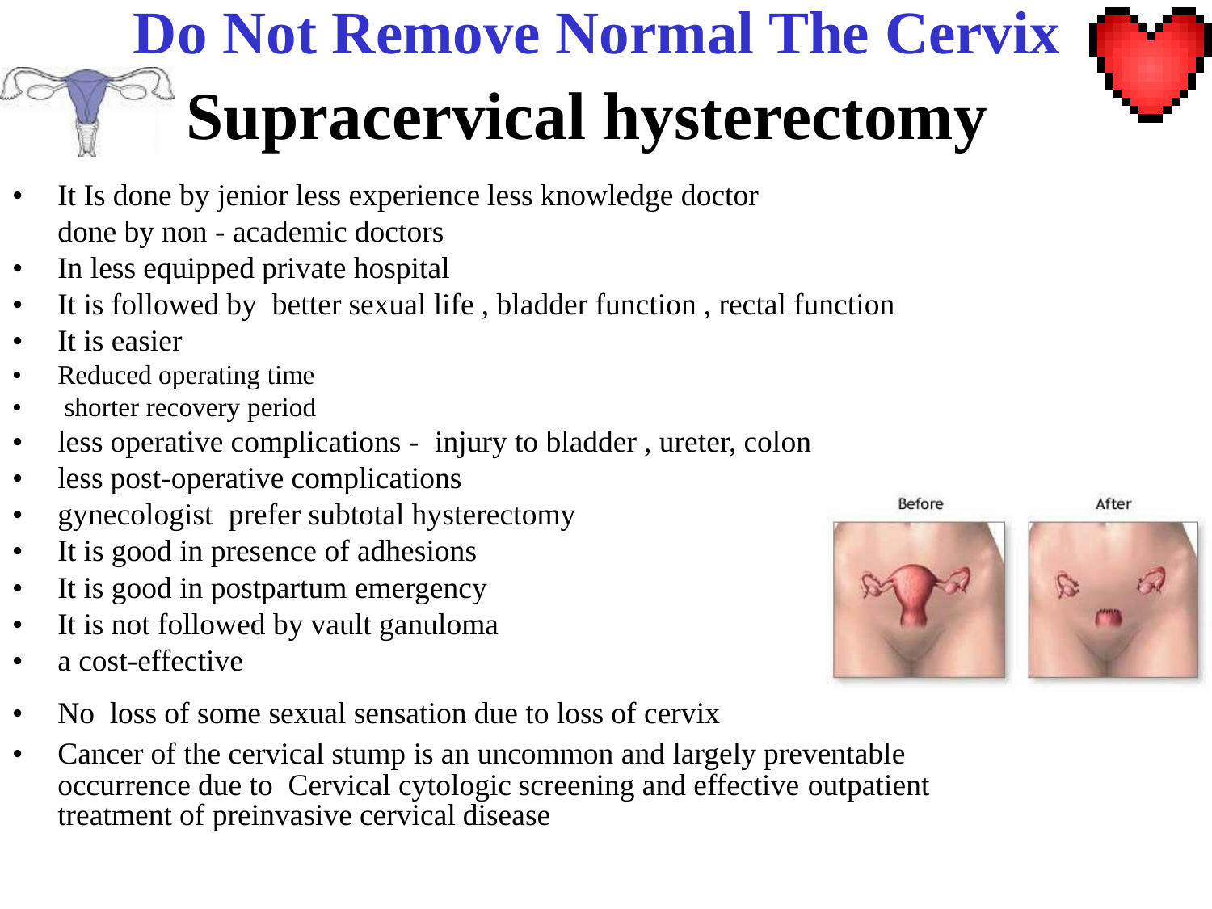# Do Not Remove Normal The Cervix

# Supracervical hysterectomy

- It Is done by jenior less experience less knowledge doctor
  done by non - academic doctors
- In less equipped private hospital
- It is followed by better sexual life , bladder function , rectal function
- It is easier
- Reduced operating time
- shorter recovery period
- less operative complications - injury to bladder , ureter, colon
- less post-operative complications
- gynecologist prefer subtotal hysterectomy
- It is good in presence of adhesions
- It is good in postpartum emergency
- It is not followed by vault ganuloma
- a cost-effective
- No loss of some sexual sensation due to loss of cervix
- Cancer of the cervical stump is an uncommon and largely preventable occurrence due to Cervical cytologic screening and effective outpatient treatment of preinvasive cervical disease

Before After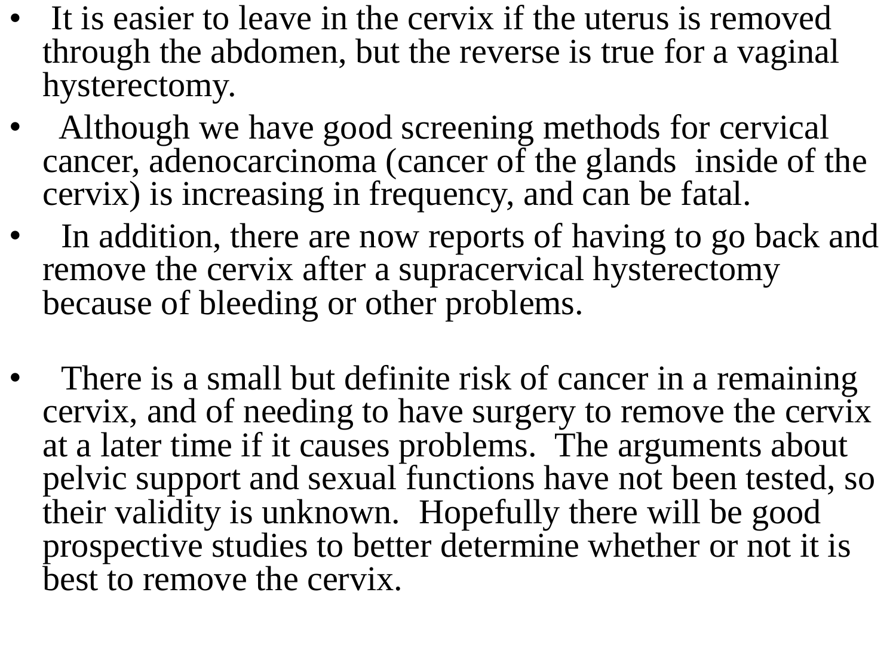- It is easier to leave in the cervix if the uterus is removed through the abdomen, but the reverse is true for a vaginal hysterectomy.
- Although we have good screening methods for cervical cancer, adenocarcinoma (cancer of the glands inside of the cervix) is increasing in frequency, and can be fatal.
- In addition, there are now reports of having to go back and remove the cervix after a supracervical hysterectomy because of bleeding or other problems.

- There is a small but definite risk of cancer in a remaining cervix, and of needing to have surgery to remove the cervix at a later time if it causes problems. The arguments about pelvic support and sexual functions have not been tested, so their validity is unknown. Hopefully there will be good prospective studies to better determine whether or not it is best to remove the cervix.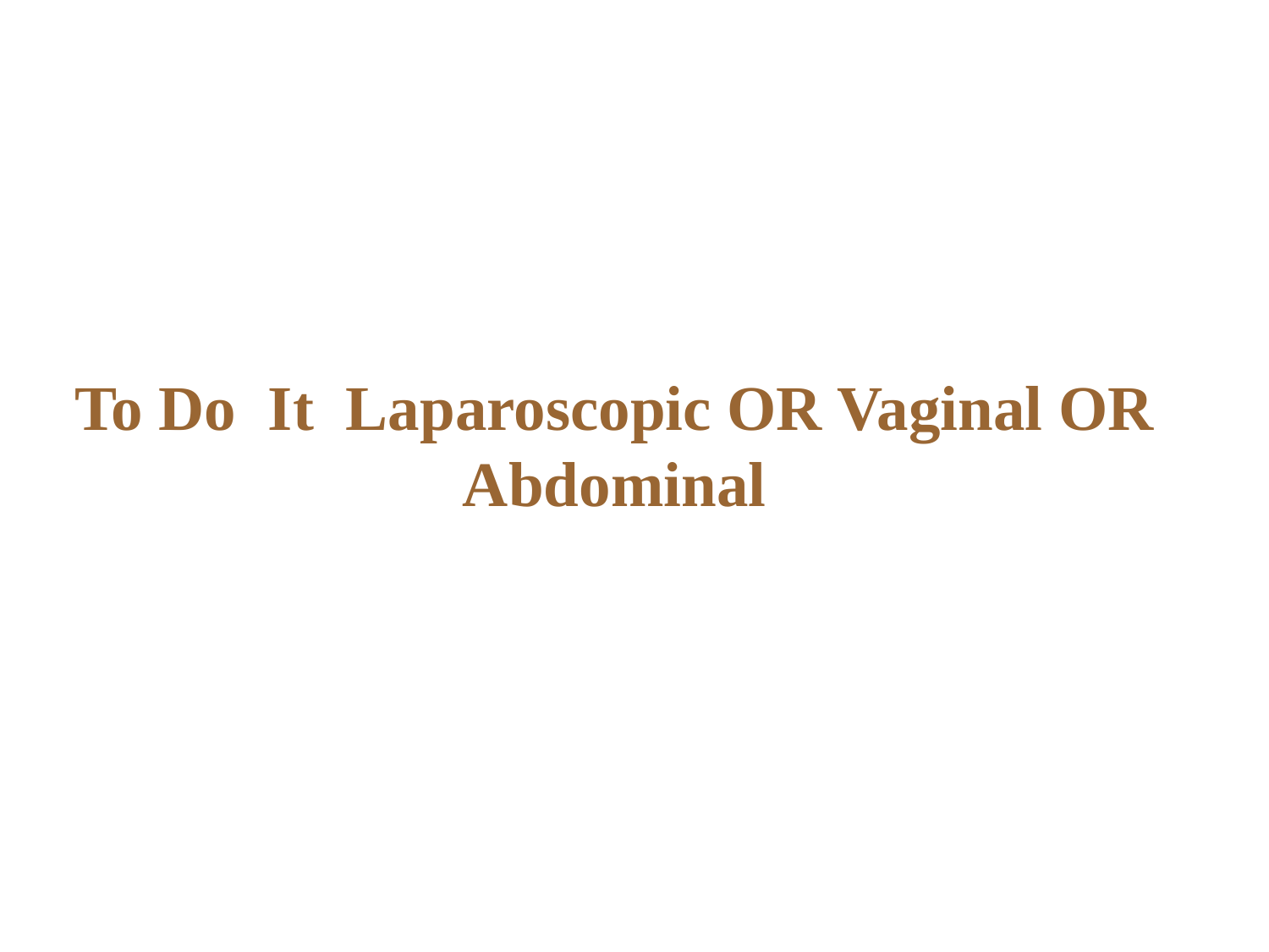# To Do It Laparoscopic OR Vaginal OR Abdominal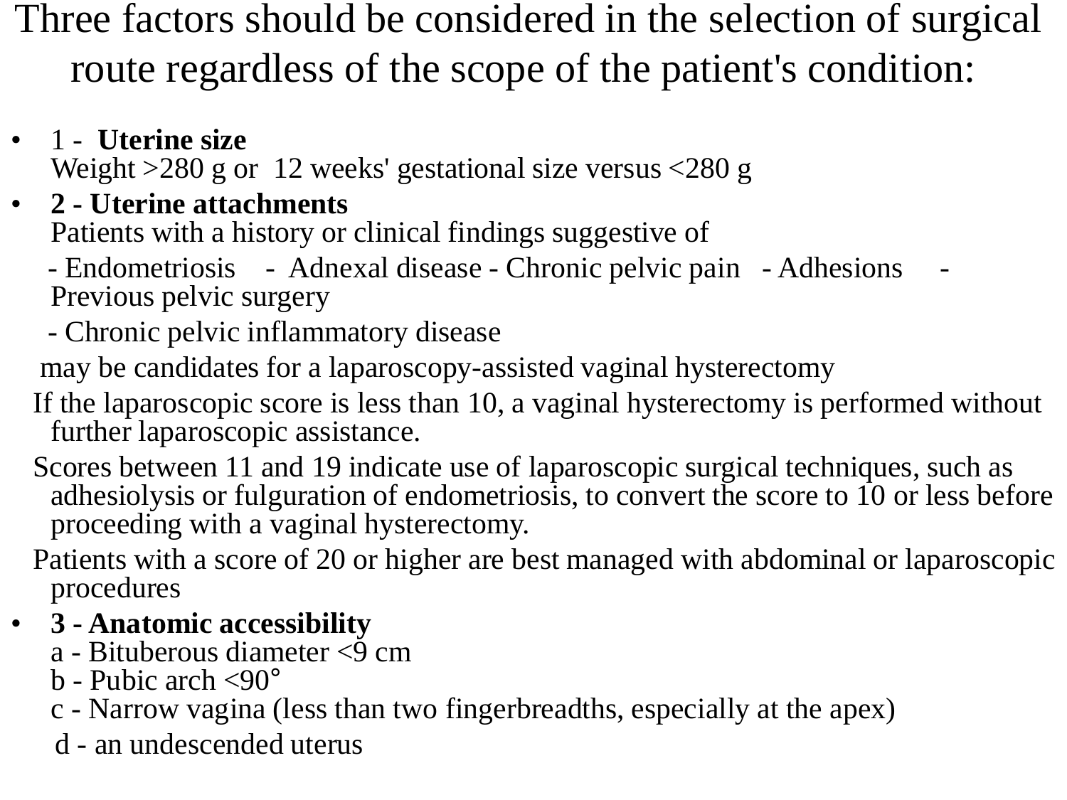# Three factors should be considered in the selection of surgical route regardless of the scope of the patient's condition:

- 1 - **Uterine size**
  Weight >280 g or 12 weeks' gestational size versus <280 g
- **2 - Uterine attachments**
  Patients with a history or clinical findings suggestive of

  - Endometriosis - Adnexal disease - Chronic pelvic pain - Adhesions - Previous pelvic surgery

  - Chronic pelvic inflammatory disease

  may be candidates for a laparoscopy-assisted vaginal hysterectomy

  If the laparoscopic score is less than 10, a vaginal hysterectomy is performed without further laparoscopic assistance.

  Scores between 11 and 19 indicate use of laparoscopic surgical techniques, such as adhesiolysis or fulguration of endometriosis, to convert the score to 10 or less before proceeding with a vaginal hysterectomy.

  Patients with a score of 20 or higher are best managed with abdominal or laparoscopic procedures
- **3 - Anatomic accessibility**
  a - Bituberous diameter <9 cm
  b - Pubic arch <90°
  c - Narrow vagina (less than two fingerbreadths, especially at the apex)
  d - an undescended uterus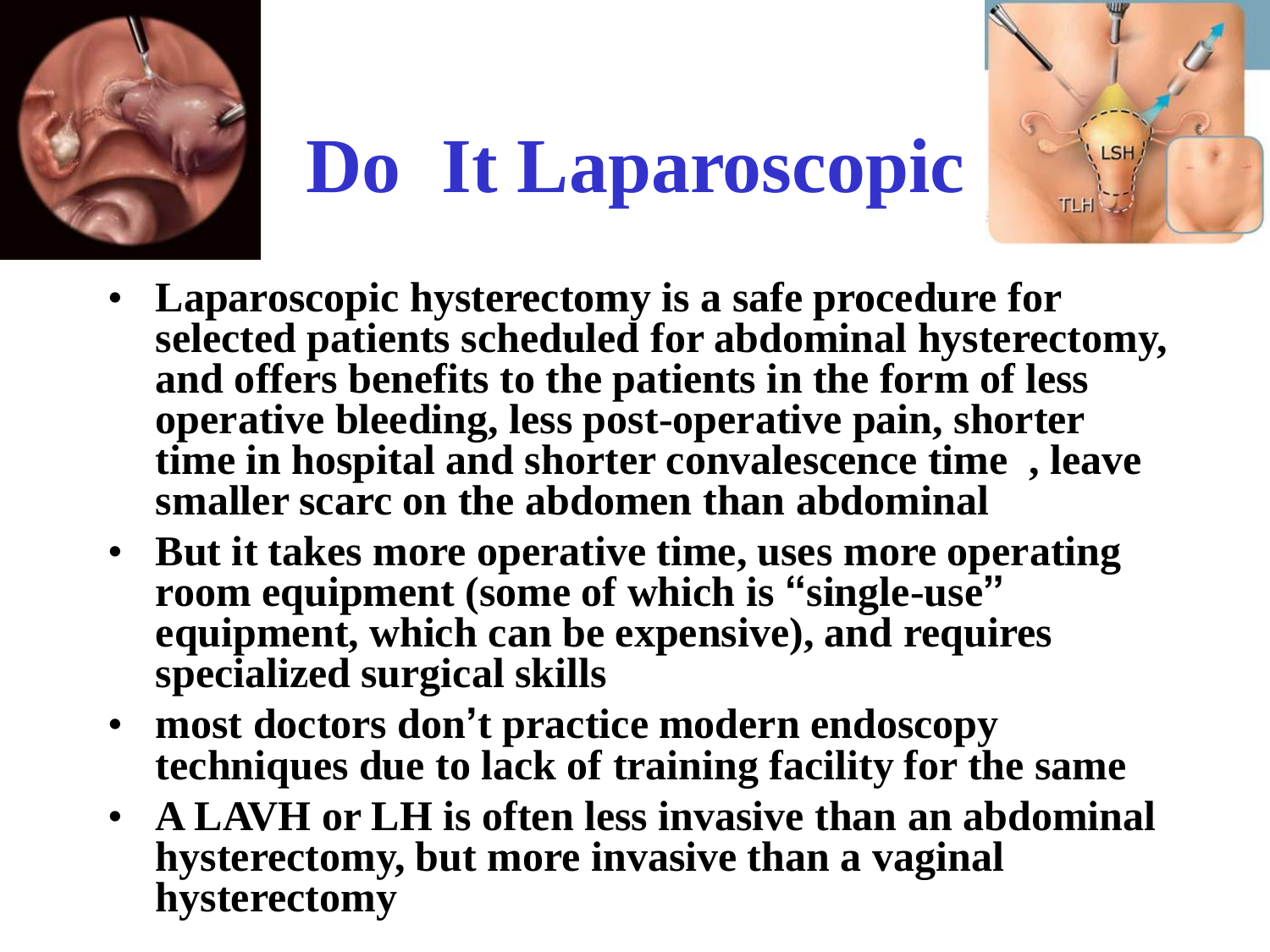# Do It Laparoscopic

- **Laparoscopic hysterectomy is a safe procedure for selected patients scheduled for abdominal hysterectomy, and offers benefits to the patients in the form of less operative bleeding, less post-operative pain, shorter time in hospital and shorter convalescence time , leave smaller scarc on the abdomen than abdominal**
- **But it takes more operative time, uses more operating room equipment (some of which is "single-use" equipment, which can be expensive), and requires specialized surgical skills**
- **most doctors don't practice modern endoscopy techniques due to lack of training facility for the same**
- **A LAVH or LH is often less invasive than an abdominal hysterectomy, but more invasive than a vaginal hysterectomy**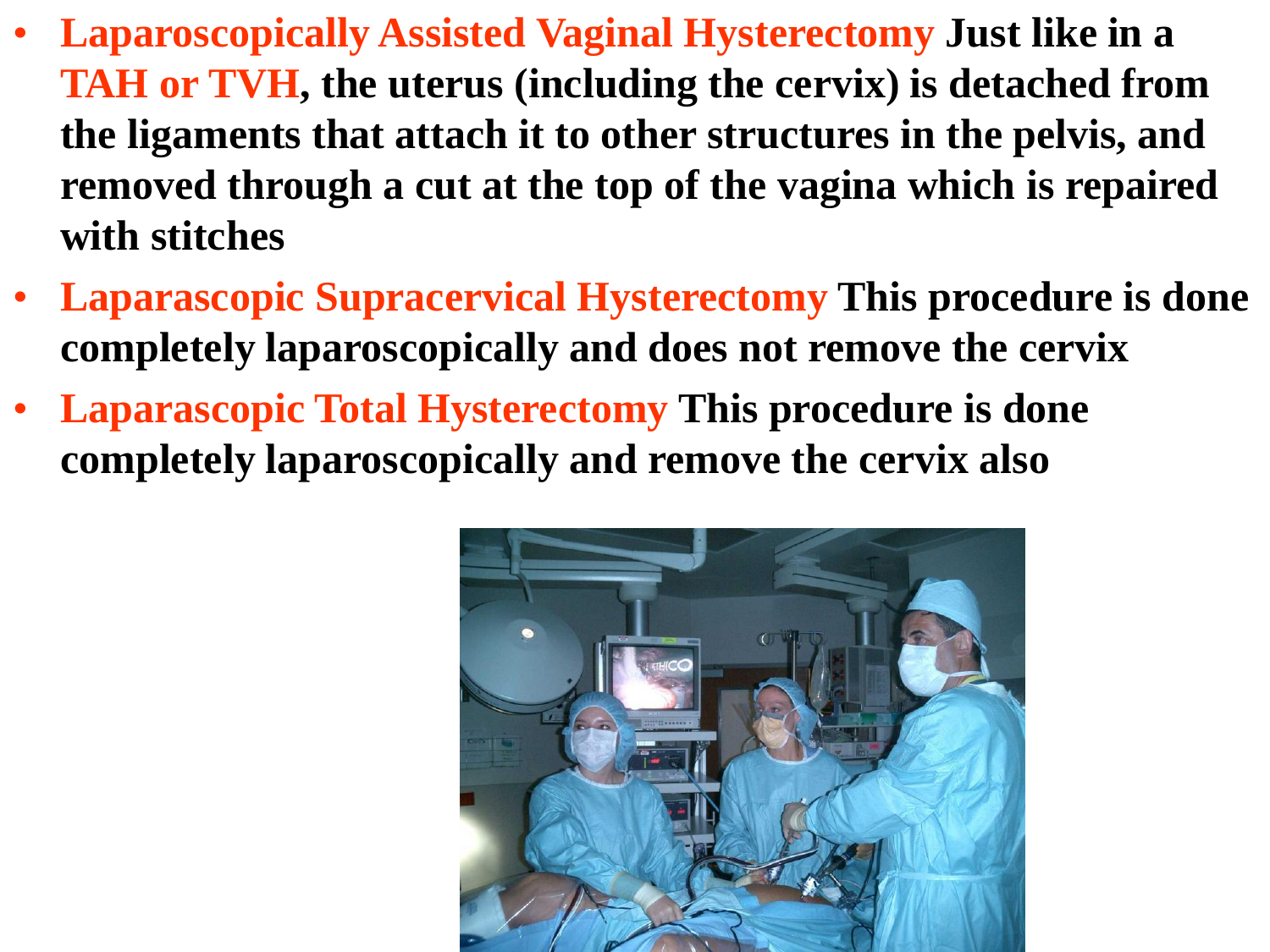- **Laparoscopically Assisted Vaginal Hysterectomy** **Just like in a TAH or TVH, the uterus (including the cervix) is detached from the ligaments that attach it to other structures in the pelvis, and removed through a cut at the top of the vagina which is repaired with stitches**
- **Laparascopic Supracervical Hysterectomy** **This procedure is done completely laparoscopically and does not remove the cervix**
- **Laparascopic Total Hysterectomy** **This procedure is done completely laparoscopically and remove the cervix also**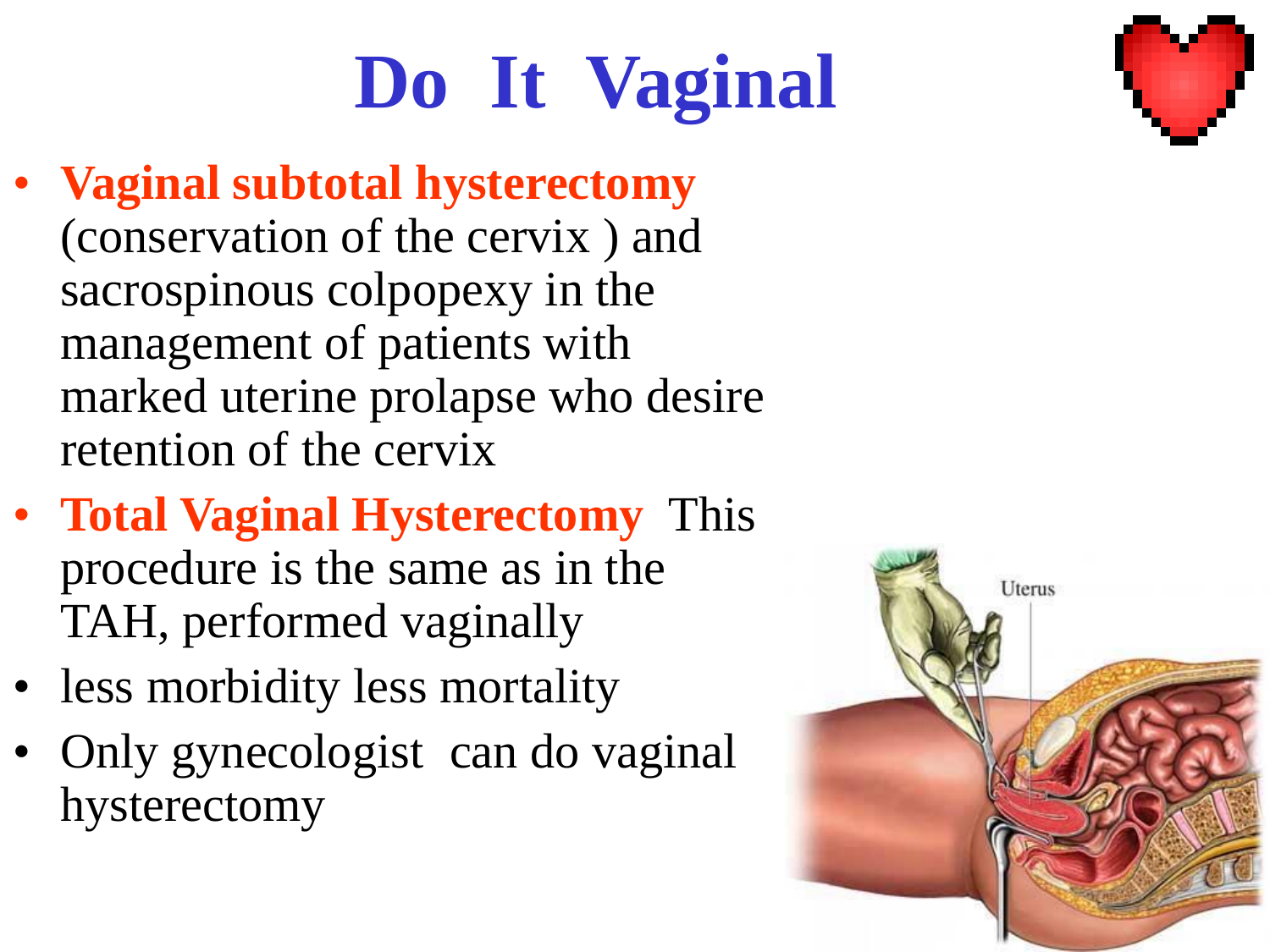# Do It Vaginal

- **Vaginal subtotal hysterectomy** (conservation of the cervix ) and sacrospinous colpopexy in the management of patients with marked uterine prolapse who desire retention of the cervix
- **Total Vaginal Hysterectomy** This procedure is the same as in the TAH, performed vaginally
- less morbidity less mortality
- Only gynecologist can do vaginal hysterectomy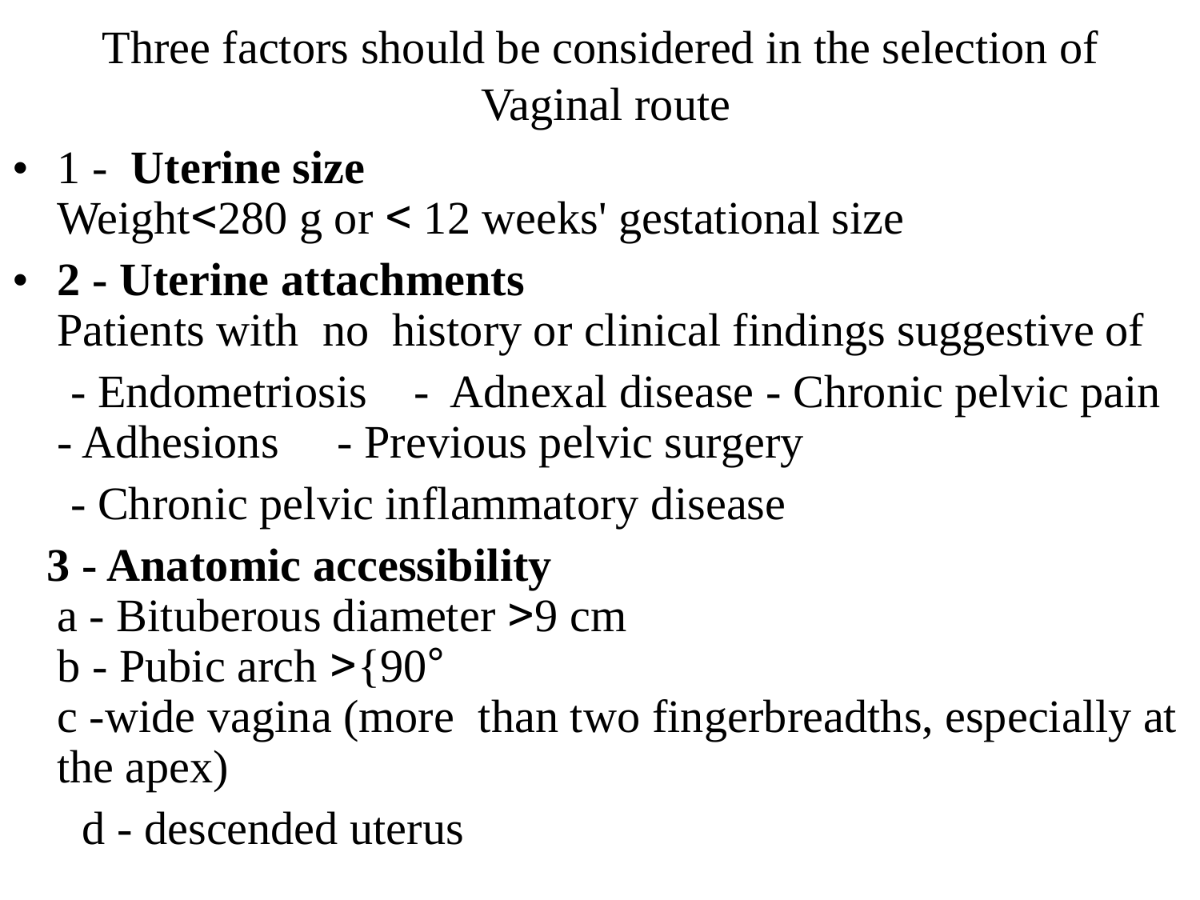# Three factors should be considered in the selection of Vaginal route

- 1 - **Uterine size**
  Weight<280 g or < 12 weeks' gestational size
- **2 - Uterine attachments**
  Patients with no history or clinical findings suggestive of

  - Endometriosis - Adnexal disease - Chronic pelvic pain - Adhesions - Previous pelvic surgery

  - Chronic pelvic inflammatory disease

**3 - Anatomic accessibility**
a - Bituberous diameter >9 cm
b - Pubic arch >{90°
c -wide vagina (more than two fingerbreadths, especially at the apex)

d - descended uterus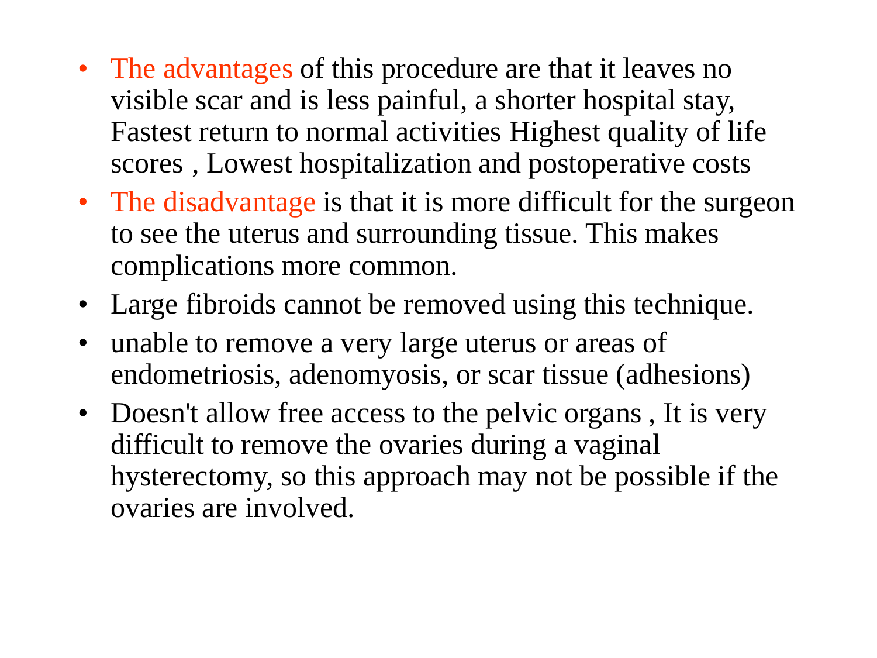- The advantages of this procedure are that it leaves no visible scar and is less painful, a shorter hospital stay, Fastest return to normal activities Highest quality of life scores , Lowest hospitalization and postoperative costs
- The disadvantage is that it is more difficult for the surgeon to see the uterus and surrounding tissue. This makes complications more common.
- Large fibroids cannot be removed using this technique.
- unable to remove a very large uterus or areas of endometriosis, adenomyosis, or scar tissue (adhesions)
- Doesn't allow free access to the pelvic organs , It is very difficult to remove the ovaries during a vaginal hysterectomy, so this approach may not be possible if the ovaries are involved.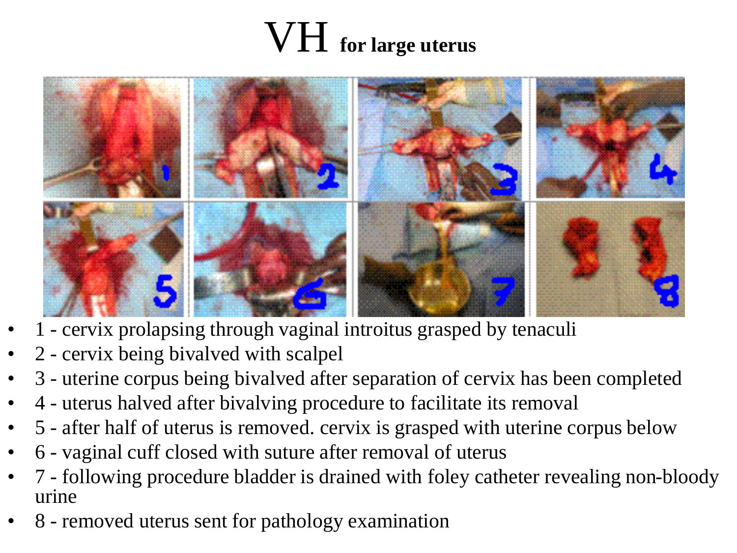# VH for large uterus

- 1 - cervix prolapsing through vaginal introitus grasped by tenaculi
- 2 - cervix being bivalved with scalpel
- 3 - uterine corpus being bivalved after separation of cervix has been completed
- 4 - uterus halved after bivalving procedure to facilitate its removal
- 5 - after half of uterus is removed. cervix is grasped with uterine corpus below
- 6 - vaginal cuff closed with suture after removal of uterus
- 7 - following procedure bladder is drained with foley catheter revealing non-bloody urine
- 8 - removed uterus sent for pathology examination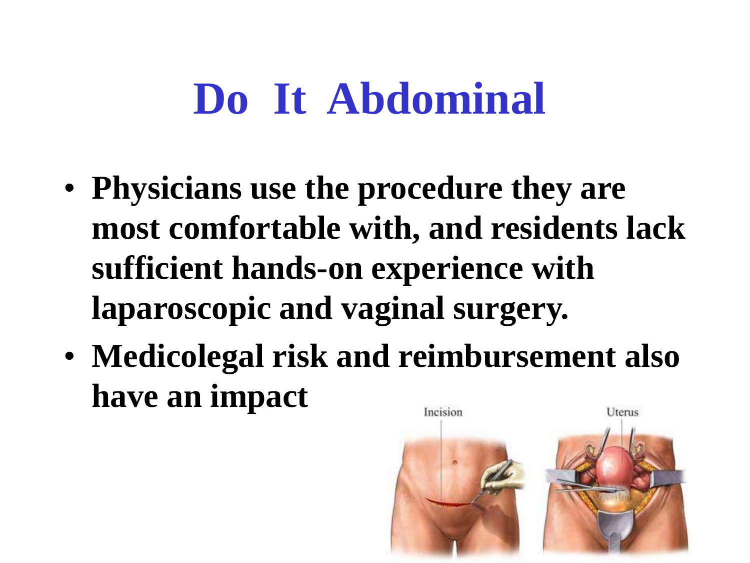# Do It Abdominal

- Physicians use the procedure they are most comfortable with, and residents lack sufficient hands-on experience with laparoscopic and vaginal surgery.
- Medicolegal risk and reimbursement also have an impact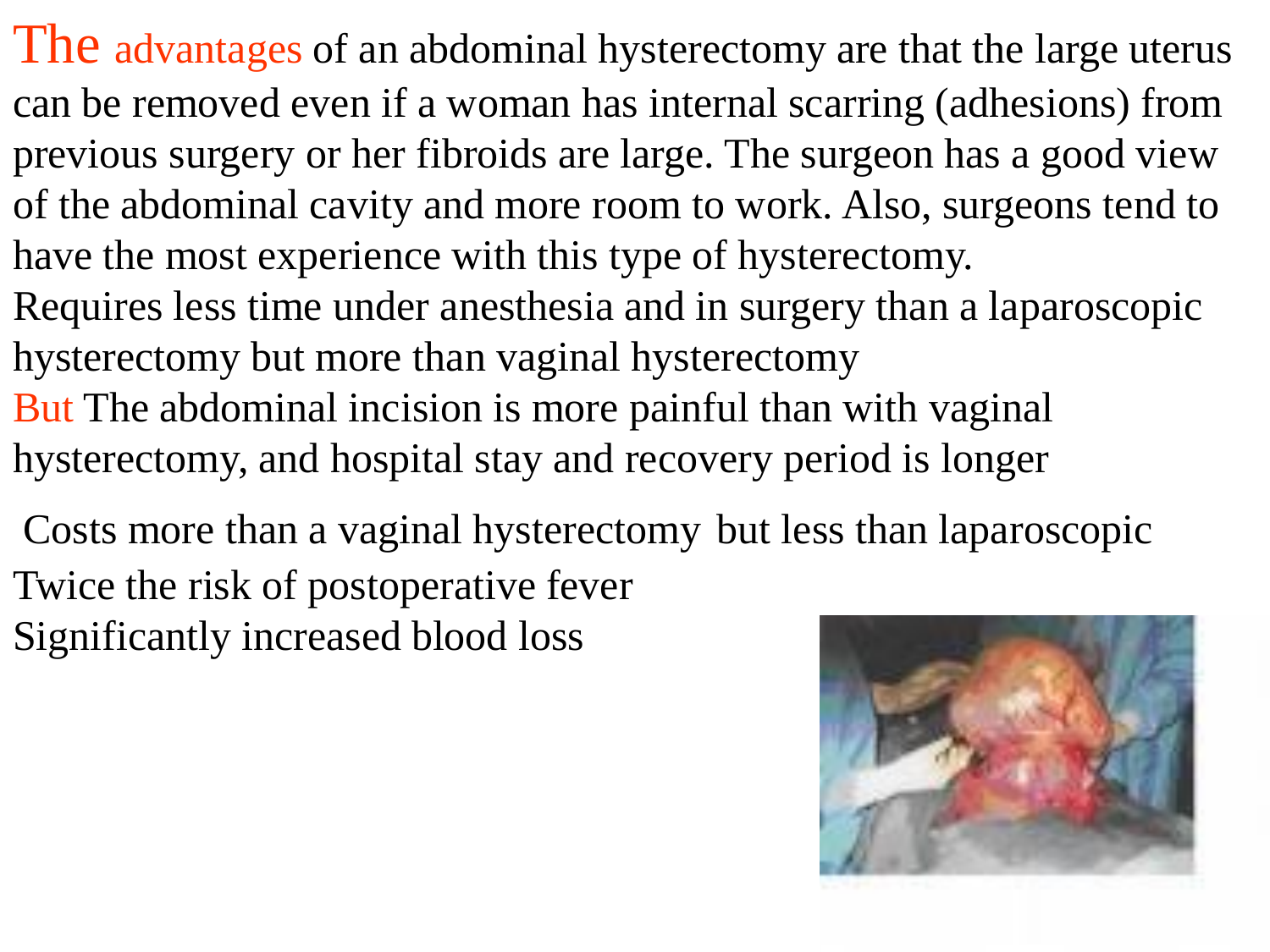The advantages of an abdominal hysterectomy are that the large uterus can be removed even if a woman has internal scarring (adhesions) from previous surgery or her fibroids are large. The surgeon has a good view of the abdominal cavity and more room to work. Also, surgeons tend to have the most experience with this type of hysterectomy.
Requires less time under anesthesia and in surgery than a laparoscopic hysterectomy but more than vaginal hysterectomy
But The abdominal incision is more painful than with vaginal hysterectomy, and hospital stay and recovery period is longer

Costs more than a vaginal hysterectomy but less than laparoscopic
Twice the risk of postoperative fever
Significantly increased blood loss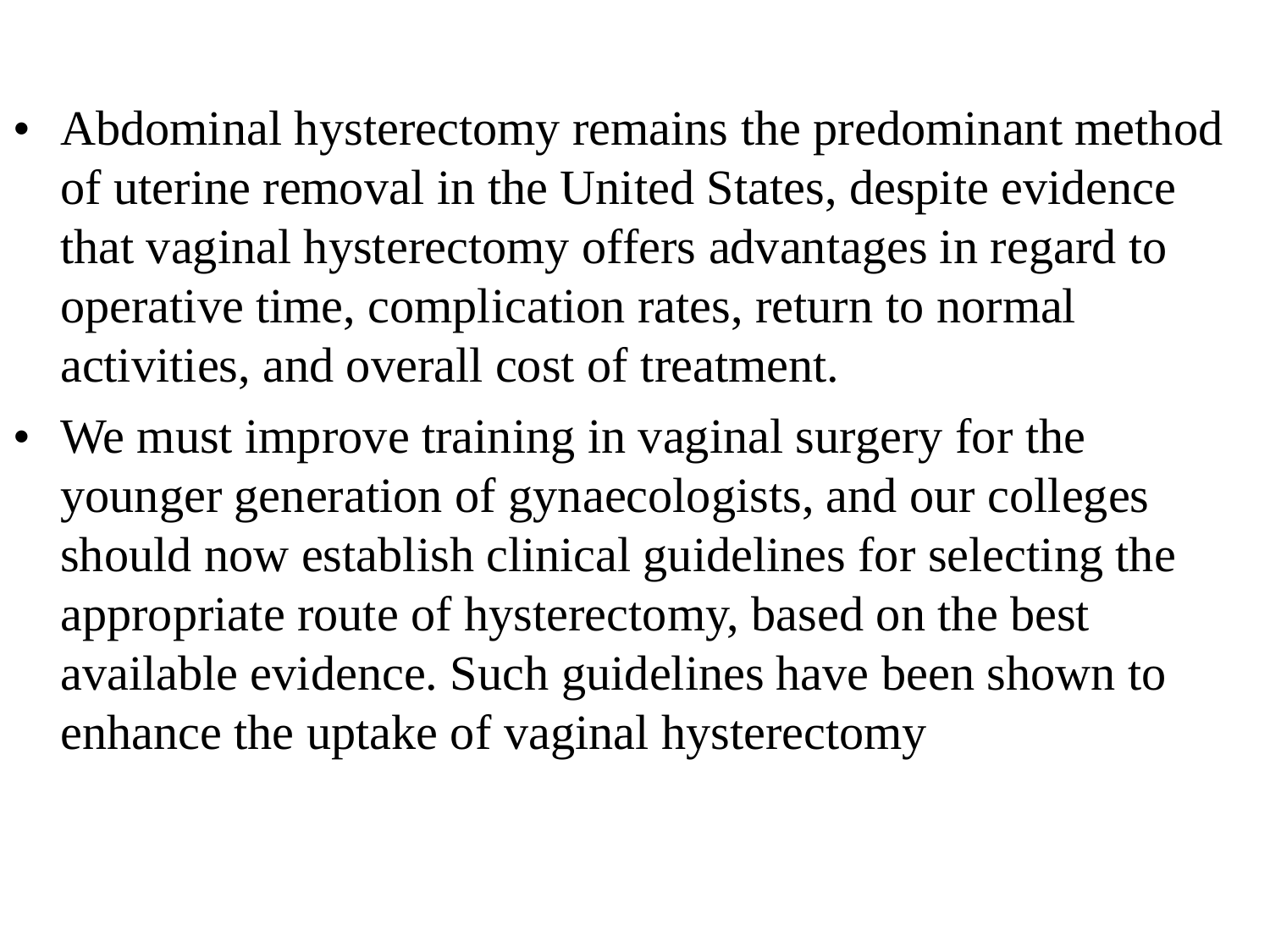- Abdominal hysterectomy remains the predominant method of uterine removal in the United States, despite evidence that vaginal hysterectomy offers advantages in regard to operative time, complication rates, return to normal activities, and overall cost of treatment.
- We must improve training in vaginal surgery for the younger generation of gynaecologists, and our colleges should now establish clinical guidelines for selecting the appropriate route of hysterectomy, based on the best available evidence. Such guidelines have been shown to enhance the uptake of vaginal hysterectomy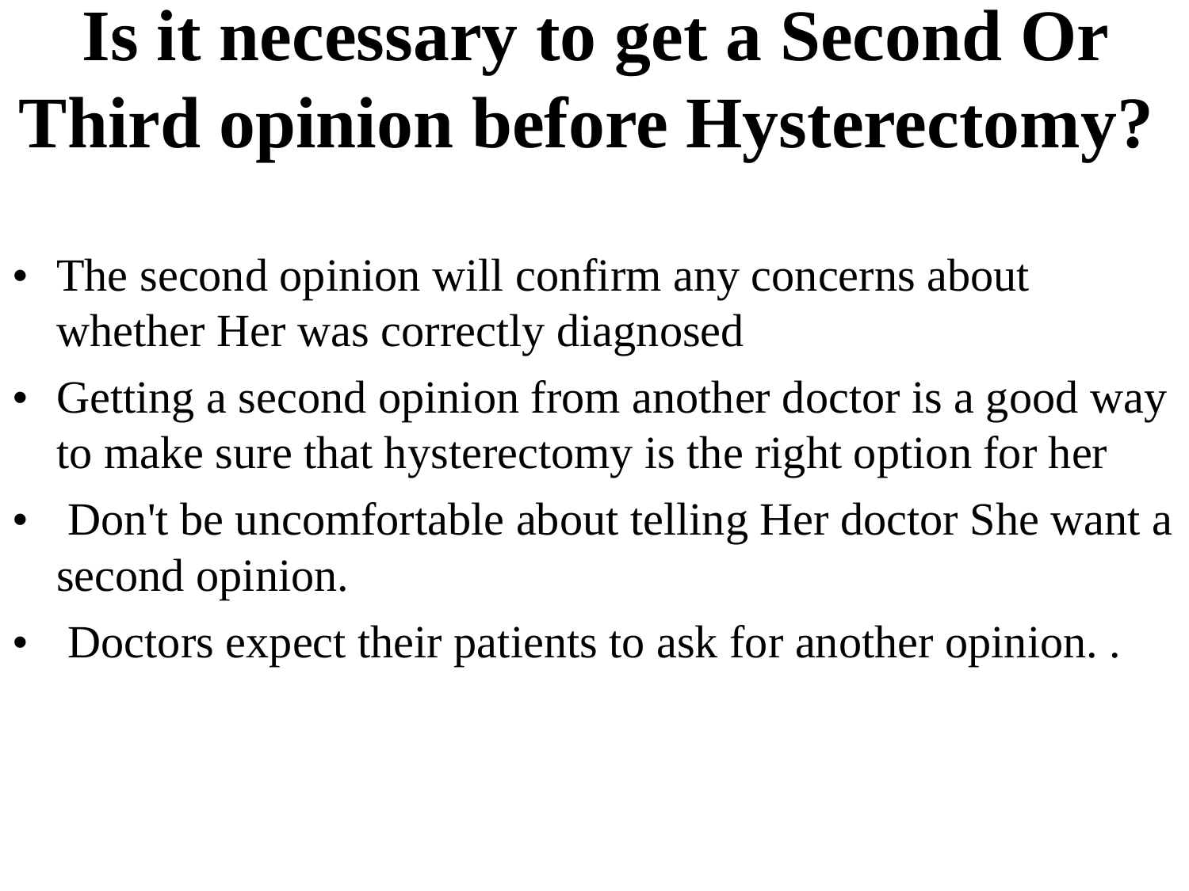# Is it necessary to get a Second Or Third opinion before Hysterectomy?

- The second opinion will confirm any concerns about whether Her was correctly diagnosed
- Getting a second opinion from another doctor is a good way to make sure that hysterectomy is the right option for her
- Don't be uncomfortable about telling Her doctor She want a second opinion.
- Doctors expect their patients to ask for another opinion. .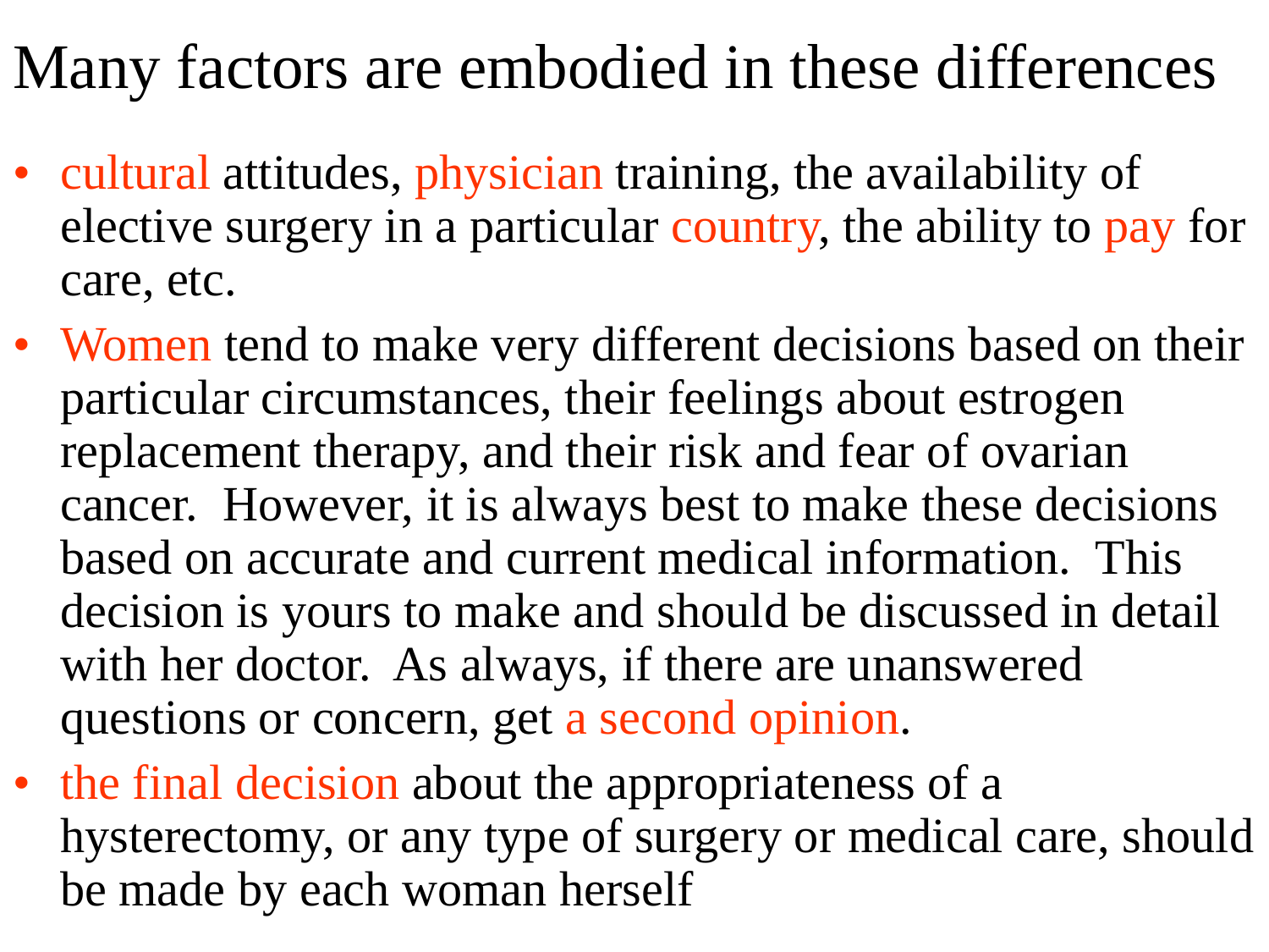# Many factors are embodied in these differences

- cultural attitudes, physician training, the availability of elective surgery in a particular country, the ability to pay for care, etc.
- Women tend to make very different decisions based on their particular circumstances, their feelings about estrogen replacement therapy, and their risk and fear of ovarian cancer. However, it is always best to make these decisions based on accurate and current medical information. This decision is yours to make and should be discussed in detail with her doctor. As always, if there are unanswered questions or concern, get a second opinion.
- the final decision about the appropriateness of a hysterectomy, or any type of surgery or medical care, should be made by each woman herself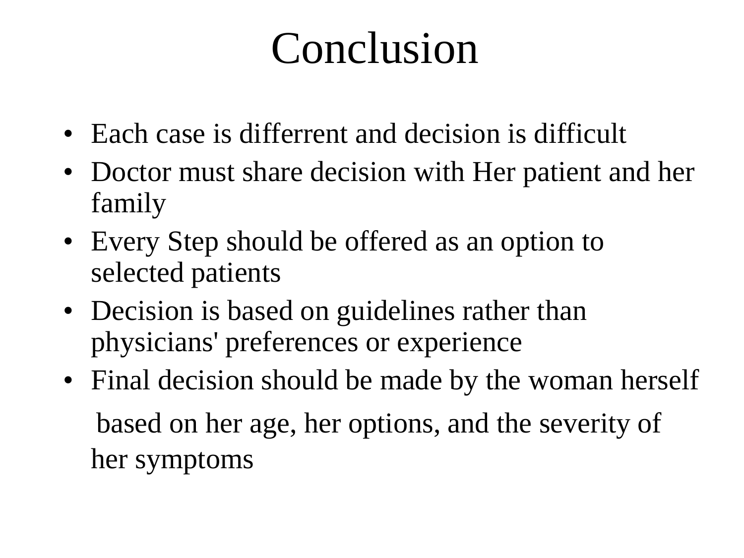# Conclusion

- Each case is differrent and decision is difficult
- Doctor must share decision with Her patient and her family
- Every Step should be offered as an option to selected patients
- Decision is based on guidelines rather than physicians' preferences or experience
- Final decision should be made by the woman herself based on her age, her options, and the severity of her symptoms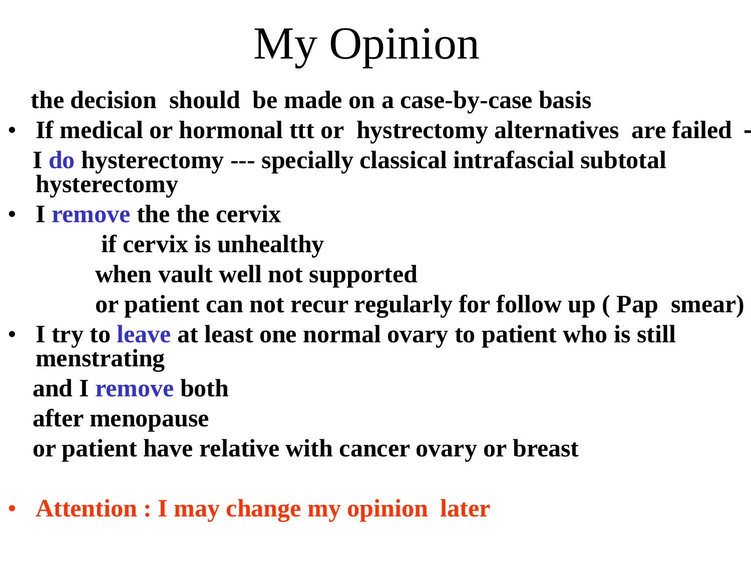# My Opinion

**the decision should be made on a case-by-case basis**

- **If medical or hormonal ttt or hystrectomy alternatives are failed -**

  **I do hysterectomy --- specially classical intrafascial subtotal hysterectomy**

- **I remove the the cervix**

  **if cervix is unhealthy**

  **when vault well not supported**

  **or patient can not recur regularly for follow up ( Pap smear)**

- **I try to leave at least one normal ovary to patient who is still menstrating**

  **and I remove both**

  **after menopause**

  **or patient have relative with cancer ovary or breast**

- **Attention : I may change my opinion later**